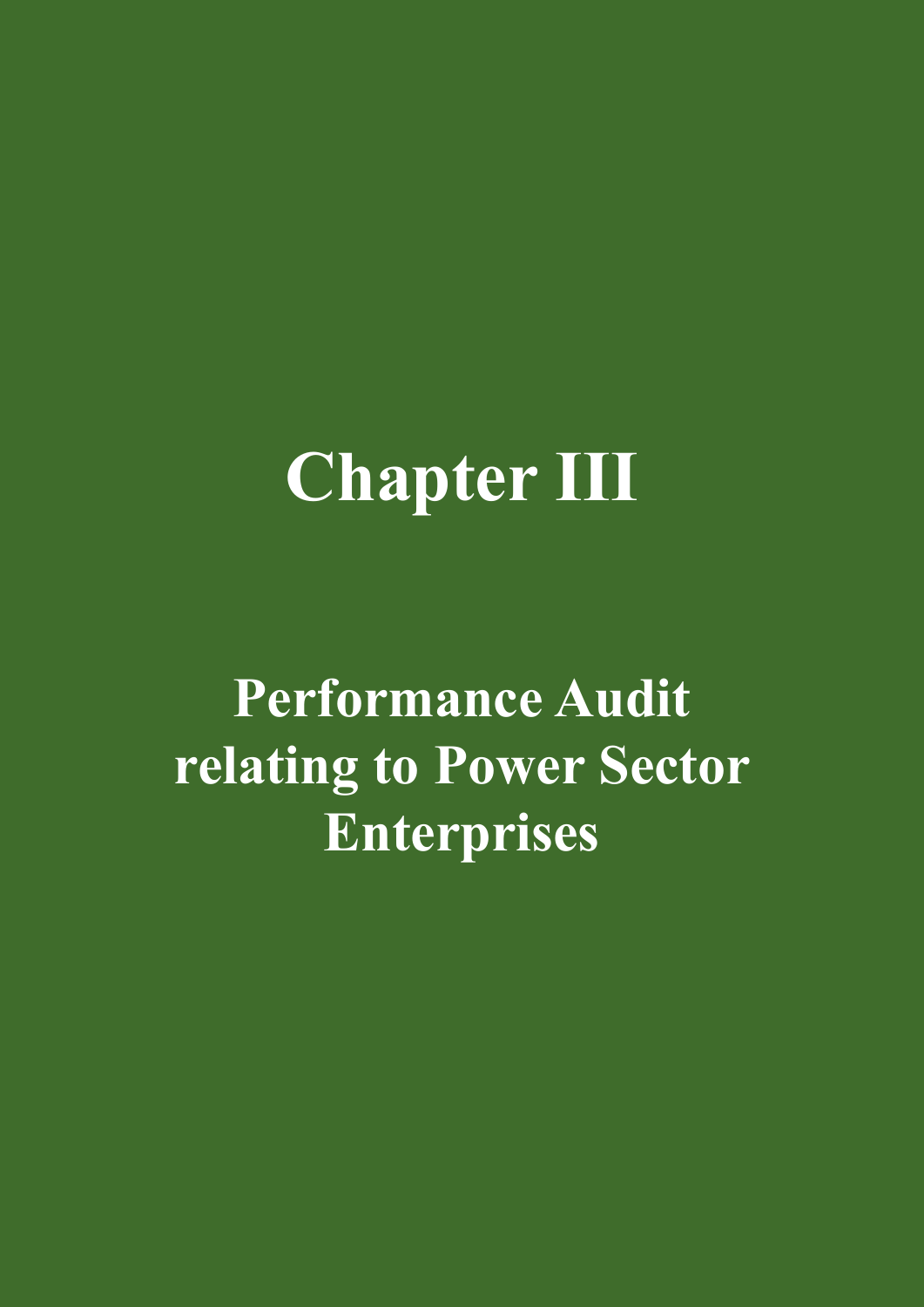# Chapter III

## Performance Audit relating to Power Sector Enterprises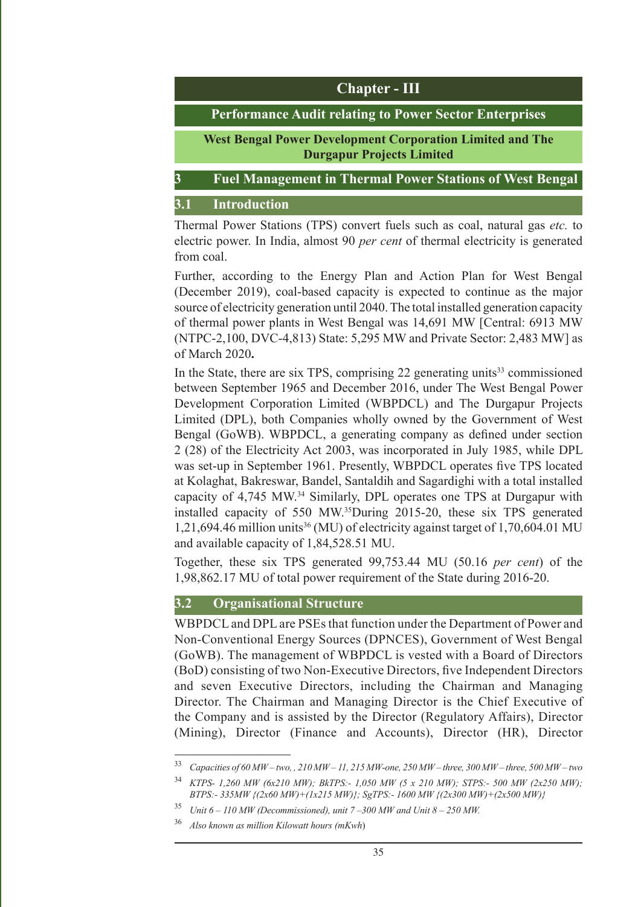# Chapter - III

## Performance Audit relating to Power Sector Enterprises

### West Bengal Power Development Corporation Limited and The Durgapur Projects Limited

## 3 Fuel Management in Thermal Power Stations of West Bengal

### 3.1 Introduction

Thermal Power Stations (TPS) convert fuels such as coal, natural gas *etc.* to electric power. In India, almost 90 *per cent* of thermal electricity is generated from coal.

Further, according to the Energy Plan and Action Plan for West Bengal (December 2019), coal-based capacity is expected to continue as the major source of electricity generation until 2040. The total installed generation capacity of thermal power plants in West Bengal was 14,691 MW [Central: 6913 MW (NTPC-2,100, DVC-4,813) State: 5,295 MW and Private Sector: 2,483 MW] as of March 2020**.**

In the State, there are six TPS, comprising 22 generating units[33] commissioned between September 1965 and December 2016, under The West Bengal Power Development Corporation Limited (WBPDCL) and The Durgapur Projects Limited (DPL), both Companies wholly owned by the Government of West Bengal (GoWB). WBPDCL, a generating company as defined under section 2 (28) of the Electricity Act 2003, was incorporated in July 1985, while DPL was set-up in September 1961. Presently, WBPDCL operates five TPS located at Kolaghat, Bakreswar, Bandel, Santaldih and Sagardighi with a total installed capacity of 4,745 MW.[34] Similarly, DPL operates one TPS at Durgapur with installed capacity of 550 MW.[35]During 2015-20, these six TPS generated 1,21,694.46 million units[36] (MU) of electricity against target of 1,70,604.01 MU and available capacity of 1,84,528.51 MU.

Together, these six TPS generated 99,753.44 MU (50.16 *per cent*) of the 1,98,862.17 MU of total power requirement of the State during 2016-20.

### 3.2 Organisational Structure

WBPDCL and DPL are PSEs that function under the Department of Power and Non-Conventional Energy Sources (DPNCES), Government of West Bengal (GoWB). The management of WBPDCL is vested with a Board of Directors (BoD) consisting of two Non-Executive Directors, five Independent Directors and seven Executive Directors, including the Chairman and Managing Director. The Chairman and Managing Director is the Chief Executive of the Company and is assisted by the Director (Regulatory Affairs), Director (Mining), Director (Finance and Accounts), Director (HR), Director

---

[33] *Capacities of 60 MW – two, , 210 MW – 11, 215 MW-one, 250 MW – three, 300 MW – three, 500 MW – two*

[34] *KTPS- 1,260 MW (6x210 MW); BkTPS:- 1,050 MW (5 x 210 MW); STPS:- 500 MW (2x250 MW); BTPS:- 335MW {(2x60 MW)+(1x215 MW)}; SgTPS:- 1600 MW {(2x300 MW)+(2x500 MW)}*

[35] *Unit 6 – 110 MW (Decommissioned), unit 7 –300 MW and Unit 8 – 250 MW.*

[36] *Also known as million Kilowatt hours (mKwh)*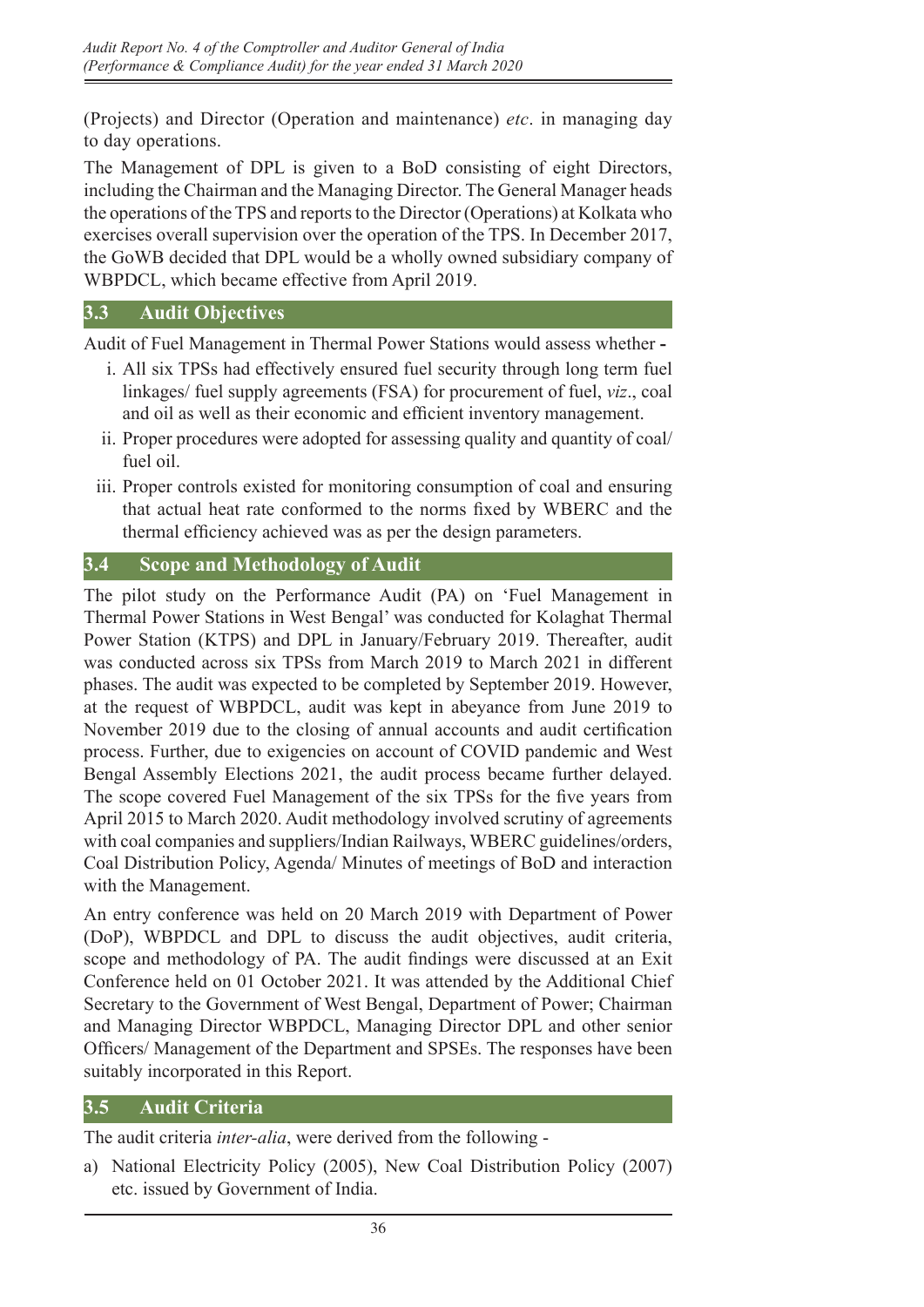(Projects) and Director (Operation and maintenance) *etc*. in managing day to day operations.

The Management of DPL is given to a BoD consisting of eight Directors, including the Chairman and the Managing Director. The General Manager heads the operations of the TPS and reports to the Director (Operations) at Kolkata who exercises overall supervision over the operation of the TPS. In December 2017, the GoWB decided that DPL would be a wholly owned subsidiary company of WBPDCL, which became effective from April 2019.

## 3.3 Audit Objectives

Audit of Fuel Management in Thermal Power Stations would assess whether -

i. All six TPSs had effectively ensured fuel security through long term fuel linkages/ fuel supply agreements (FSA) for procurement of fuel, *viz*., coal and oil as well as their economic and efficient inventory management.
ii. Proper procedures were adopted for assessing quality and quantity of coal/ fuel oil.
iii. Proper controls existed for monitoring consumption of coal and ensuring that actual heat rate conformed to the norms fixed by WBERC and the thermal efficiency achieved was as per the design parameters.

## 3.4 Scope and Methodology of Audit

The pilot study on the Performance Audit (PA) on 'Fuel Management in Thermal Power Stations in West Bengal' was conducted for Kolaghat Thermal Power Station (KTPS) and DPL in January/February 2019. Thereafter, audit was conducted across six TPSs from March 2019 to March 2021 in different phases. The audit was expected to be completed by September 2019. However, at the request of WBPDCL, audit was kept in abeyance from June 2019 to November 2019 due to the closing of annual accounts and audit certification process. Further, due to exigencies on account of COVID pandemic and West Bengal Assembly Elections 2021, the audit process became further delayed. The scope covered Fuel Management of the six TPSs for the five years from April 2015 to March 2020. Audit methodology involved scrutiny of agreements with coal companies and suppliers/Indian Railways, WBERC guidelines/orders, Coal Distribution Policy, Agenda/ Minutes of meetings of BoD and interaction with the Management.

An entry conference was held on 20 March 2019 with Department of Power (DoP), WBPDCL and DPL to discuss the audit objectives, audit criteria, scope and methodology of PA. The audit findings were discussed at an Exit Conference held on 01 October 2021. It was attended by the Additional Chief Secretary to the Government of West Bengal, Department of Power; Chairman and Managing Director WBPDCL, Managing Director DPL and other senior Officers/ Management of the Department and SPSEs. The responses have been suitably incorporated in this Report.

## 3.5 Audit Criteria

The audit criteria *inter-alia*, were derived from the following -

a) National Electricity Policy (2005), New Coal Distribution Policy (2007) etc. issued by Government of India.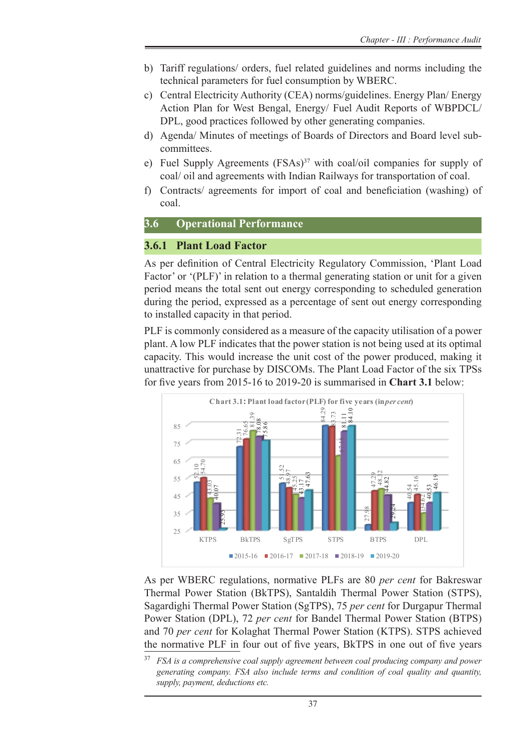b) Tariff regulations/ orders, fuel related guidelines and norms including the technical parameters for fuel consumption by WBERC.

c) Central Electricity Authority (CEA) norms/guidelines. Energy Plan/ Energy Action Plan for West Bengal, Energy/ Fuel Audit Reports of WBPDCL/ DPL, good practices followed by other generating companies.

d) Agenda/ Minutes of meetings of Boards of Directors and Board level sub-committees.

e) Fuel Supply Agreements (FSAs)[37] with coal/oil companies for supply of coal/ oil and agreements with Indian Railways for transportation of coal.

f) Contracts/ agreements for import of coal and beneficiation (washing) of coal.

## 3.6 Operational Performance

### 3.6.1 Plant Load Factor

As per definition of Central Electricity Regulatory Commission, 'Plant Load Factor' or '(PLF)' in relation to a thermal generating station or unit for a given period means the total sent out energy corresponding to scheduled generation during the period, expressed as a percentage of sent out energy corresponding to installed capacity in that period.

PLF is commonly considered as a measure of the capacity utilisation of a power plant. A low PLF indicates that the power station is not being used at its optimal capacity. This would increase the unit cost of the power produced, making it unattractive for purchase by DISCOMs. The Plant Load Factor of the six TPSs for five years from 2015-16 to 2019-20 is summarised in **Chart 3.1** below:

**Chart 3.1: Plant load factor (PLF) for five years (in *per cent*)**

As per WBERC regulations, normative PLFs are 80 *per cent* for Bakreswar Thermal Power Station (BkTPS), Santaldih Thermal Power Station (STPS), Sagardighi Thermal Power Station (SgTPS), 75 *per cent* for Durgapur Thermal Power Station (DPL), 72 *per cent* for Bandel Thermal Power Station (BTPS) and 70 *per cent* for Kolaghat Thermal Power Station (KTPS). STPS achieved the normative PLF in four out of five years, BkTPS in one out of five years

[37] *FSA is a comprehensive coal supply agreement between coal producing company and power generating company. FSA also include terms and condition of coal quality and quantity, supply, payment, deductions etc.*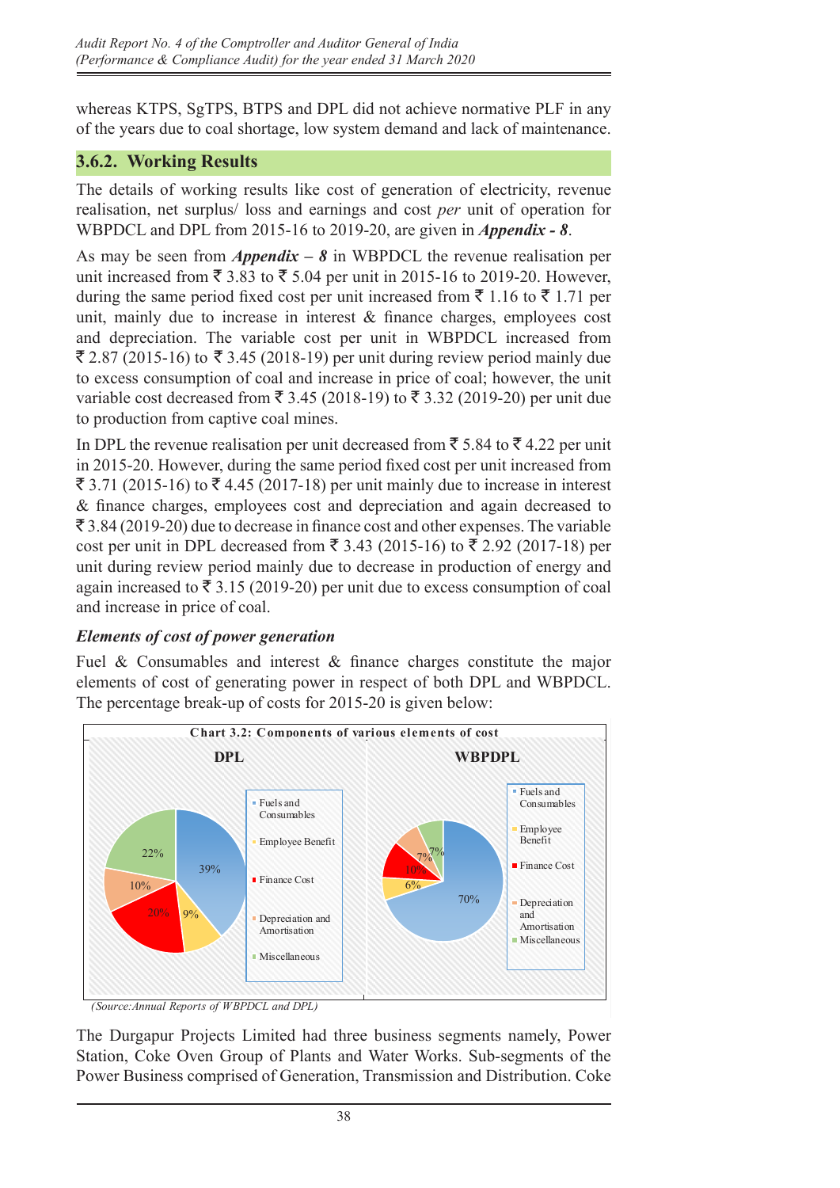whereas KTPS, SgTPS, BTPS and DPL did not achieve normative PLF in any of the years due to coal shortage, low system demand and lack of maintenance.

### 3.6.2. Working Results

The details of working results like cost of generation of electricity, revenue realisation, net surplus/ loss and earnings and cost *per* unit of operation for WBPDCL and DPL from 2015-16 to 2019-20, are given in ***Appendix - 8***.

As may be seen from ***Appendix – 8*** in WBPDCL the revenue realisation per unit increased from ₹ 3.83 to ₹ 5.04 per unit in 2015-16 to 2019-20. However, during the same period fixed cost per unit increased from ₹ 1.16 to ₹ 1.71 per unit, mainly due to increase in interest & finance charges, employees cost and depreciation. The variable cost per unit in WBPDCL increased from ₹ 2.87 (2015-16) to ₹ 3.45 (2018-19) per unit during review period mainly due to excess consumption of coal and increase in price of coal; however, the unit variable cost decreased from ₹ 3.45 (2018-19) to ₹ 3.32 (2019-20) per unit due to production from captive coal mines.

In DPL the revenue realisation per unit decreased from ₹ 5.84 to ₹ 4.22 per unit in 2015-20. However, during the same period fixed cost per unit increased from ₹ 3.71 (2015-16) to ₹ 4.45 (2017-18) per unit mainly due to increase in interest & finance charges, employees cost and depreciation and again decreased to ₹ 3.84 (2019-20) due to decrease in finance cost and other expenses. The variable cost per unit in DPL decreased from ₹ 3.43 (2015-16) to ₹ 2.92 (2017-18) per unit during review period mainly due to decrease in production of energy and again increased to ₹ 3.15 (2019-20) per unit due to excess consumption of coal and increase in price of coal.

#### *Elements of cost of power generation*

Fuel & Consumables and interest & finance charges constitute the major elements of cost of generating power in respect of both DPL and WBPDCL. The percentage break-up of costs for 2015-20 is given below:

**Chart 3.2: Components of various elements of cost**

| Component | DPL | WBPDPL |
|---|---|---|
| Fuels and Consumables | 39% | 70% |
| Employee Benefit | 9% | 6% |
| Finance Cost | 20% | 10% |
| Depreciation and Amortisation | 10% | 7% |
| Miscellaneous | 22% | 7% |

*(Source:Annual Reports of WBPDCL and DPL)*

The Durgapur Projects Limited had three business segments namely, Power Station, Coke Oven Group of Plants and Water Works. Sub-segments of the Power Business comprised of Generation, Transmission and Distribution. Coke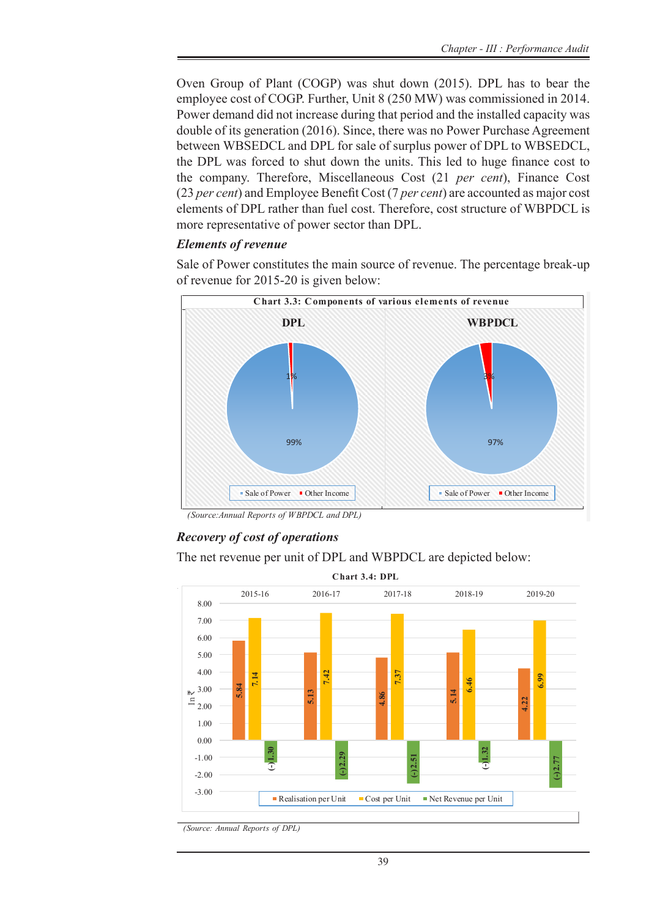Oven Group of Plant (COGP) was shut down (2015). DPL has to bear the employee cost of COGP. Further, Unit 8 (250 MW) was commissioned in 2014. Power demand did not increase during that period and the installed capacity was double of its generation (2016). Since, there was no Power Purchase Agreement between WBSEDCL and DPL for sale of surplus power of DPL to WBSEDCL, the DPL was forced to shut down the units. This led to huge finance cost to the company. Therefore, Miscellaneous Cost (21 *per cent*), Finance Cost (23 *per cent*) and Employee Benefit Cost (7 *per cent*) are accounted as major cost elements of DPL rather than fuel cost. Therefore, cost structure of WBPDCL is more representative of power sector than DPL.

### *Elements of revenue*

Sale of Power constitutes the main source of revenue. The percentage break-up of revenue for 2015-20 is given below:

**Chart 3.3: Components of various elements of revenue**

| Component | DPL | WBPDCL |
|---|---|---|
| Sale of Power | 99% | 97% |
| Other Income | 1% | 3% |

*(Source:Annual Reports of WBPDCL and DPL)*

### *Recovery of cost of operations*

The net revenue per unit of DPL and WBPDCL are depicted below:

**Chart 3.4: DPL**

(In ₹)

| | 2015-16 | 2016-17 | 2017-18 | 2018-19 | 2019-20 |
|---|---|---|---|---|---|
| Realisation per Unit | 5.84 | 5.13 | 4.86 | 5.14 | 4.22 |
| Cost per Unit | 7.14 | 7.42 | 7.37 | 6.46 | 6.99 |
| Net Revenue per Unit | (-)1.30 | (-)2.29 | (-)2.51 | (-)1.32 | (-)2.77 |

*(Source: Annual Reports of DPL)*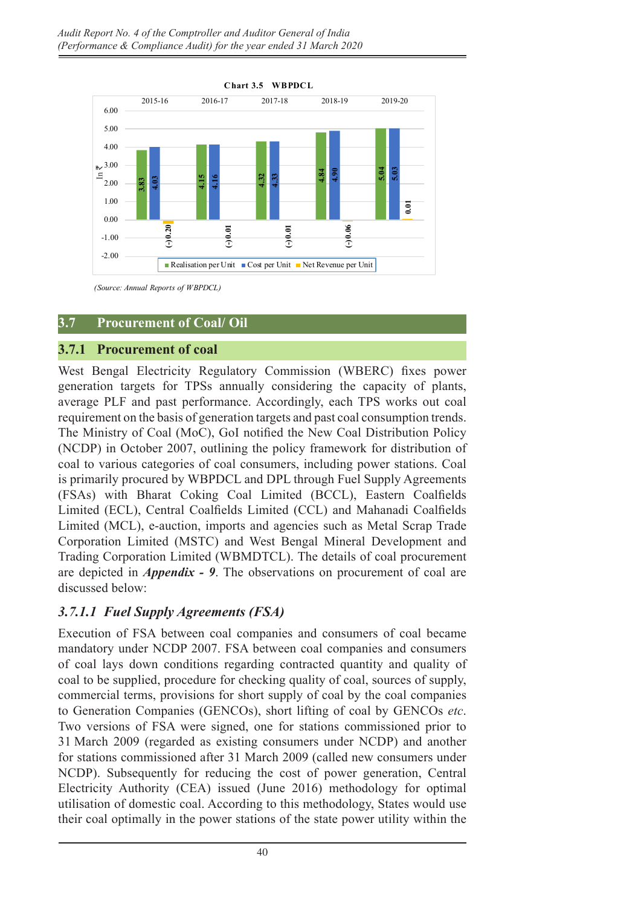**Chart 3.5 WBPDCL**

| | 2015-16 | 2016-17 | 2017-18 | 2018-19 | 2019-20 |
|---|---|---|---|---|---|
| Realisation per Unit | 3.83 | 4.15 | 4.32 | 4.84 | 5.04 |
| Cost per Unit | 4.03 | 4.16 | 4.33 | 4.90 | 5.03 |
| Net Revenue per Unit | (-)0.20 | (-)0.01 | (-)0.01 | (-)0.06 | 0.01 |

(In ₹)

*(Source: Annual Reports of WBPDCL)*

## 3.7 Procurement of Coal/ Oil

### 3.7.1 Procurement of coal

West Bengal Electricity Regulatory Commission (WBERC) fixes power generation targets for TPSs annually considering the capacity of plants, average PLF and past performance. Accordingly, each TPS works out coal requirement on the basis of generation targets and past coal consumption trends. The Ministry of Coal (MoC), GoI notified the New Coal Distribution Policy (NCDP) in October 2007, outlining the policy framework for distribution of coal to various categories of coal consumers, including power stations. Coal is primarily procured by WBPDCL and DPL through Fuel Supply Agreements (FSAs) with Bharat Coking Coal Limited (BCCL), Eastern Coalfields Limited (ECL), Central Coalfields Limited (CCL) and Mahanadi Coalfields Limited (MCL), e-auction, imports and agencies such as Metal Scrap Trade Corporation Limited (MSTC) and West Bengal Mineral Development and Trading Corporation Limited (WBMDTCL). The details of coal procurement are depicted in ***Appendix - 9***. The observations on procurement of coal are discussed below:

#### *3.7.1.1 Fuel Supply Agreements (FSA)*

Execution of FSA between coal companies and consumers of coal became mandatory under NCDP 2007. FSA between coal companies and consumers of coal lays down conditions regarding contracted quantity and quality of coal to be supplied, procedure for checking quality of coal, sources of supply, commercial terms, provisions for short supply of coal by the coal companies to Generation Companies (GENCOs), short lifting of coal by GENCOs *etc*. Two versions of FSA were signed, one for stations commissioned prior to 31 March 2009 (regarded as existing consumers under NCDP) and another for stations commissioned after 31 March 2009 (called new consumers under NCDP). Subsequently for reducing the cost of power generation, Central Electricity Authority (CEA) issued (June 2016) methodology for optimal utilisation of domestic coal. According to this methodology, States would use their coal optimally in the power stations of the state power utility within the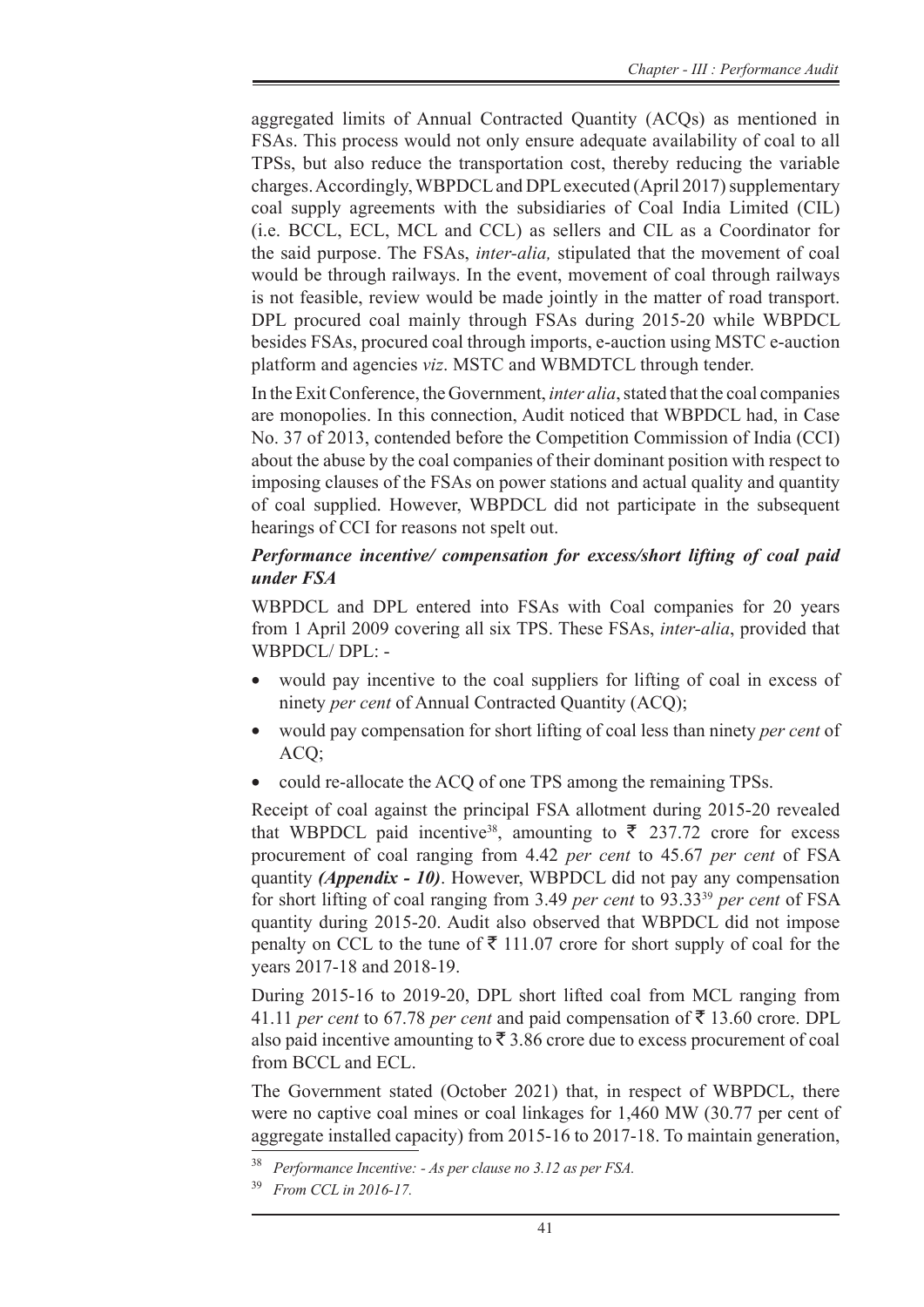aggregated limits of Annual Contracted Quantity (ACQs) as mentioned in FSAs. This process would not only ensure adequate availability of coal to all TPSs, but also reduce the transportation cost, thereby reducing the variable charges. Accordingly, WBPDCL and DPL executed (April 2017) supplementary coal supply agreements with the subsidiaries of Coal India Limited (CIL) (i.e. BCCL, ECL, MCL and CCL) as sellers and CIL as a Coordinator for the said purpose. The FSAs, *inter-alia,* stipulated that the movement of coal would be through railways. In the event, movement of coal through railways is not feasible, review would be made jointly in the matter of road transport. DPL procured coal mainly through FSAs during 2015-20 while WBPDCL besides FSAs, procured coal through imports, e-auction using MSTC e-auction platform and agencies *viz*. MSTC and WBMDTCL through tender.

In the Exit Conference, the Government, *inter alia*, stated that the coal companies are monopolies. In this connection, Audit noticed that WBPDCL had, in Case No. 37 of 2013, contended before the Competition Commission of India (CCI) about the abuse by the coal companies of their dominant position with respect to imposing clauses of the FSAs on power stations and actual quality and quantity of coal supplied. However, WBPDCL did not participate in the subsequent hearings of CCI for reasons not spelt out.

***Performance incentive/ compensation for excess/short lifting of coal paid under FSA***

WBPDCL and DPL entered into FSAs with Coal companies for 20 years from 1 April 2009 covering all six TPS. These FSAs, *inter-alia*, provided that WBPDCL/ DPL: -

- would pay incentive to the coal suppliers for lifting of coal in excess of ninety *per cent* of Annual Contracted Quantity (ACQ);
- would pay compensation for short lifting of coal less than ninety *per cent* of ACQ;
- could re-allocate the ACQ of one TPS among the remaining TPSs.

Receipt of coal against the principal FSA allotment during 2015-20 revealed that WBPDCL paid incentive[38], amounting to ₹ 237.72 crore for excess procurement of coal ranging from 4.42 *per cent* to 45.67 *per cent* of FSA quantity ***(Appendix - 10)***. However, WBPDCL did not pay any compensation for short lifting of coal ranging from 3.49 *per cent* to 93.33[39] *per cent* of FSA quantity during 2015-20. Audit also observed that WBPDCL did not impose penalty on CCL to the tune of ₹ 111.07 crore for short supply of coal for the years 2017-18 and 2018-19.

During 2015-16 to 2019-20, DPL short lifted coal from MCL ranging from 41.11 *per cent* to 67.78 *per cent* and paid compensation of ₹ 13.60 crore. DPL also paid incentive amounting to ₹ 3.86 crore due to excess procurement of coal from BCCL and ECL.

The Government stated (October 2021) that, in respect of WBPDCL, there were no captive coal mines or coal linkages for 1,460 MW (30.77 per cent of aggregate installed capacity) from 2015-16 to 2017-18. To maintain generation,

[38] *Performance Incentive: - As per clause no 3.12 as per FSA.*

[39] *From CCL in 2016-17.*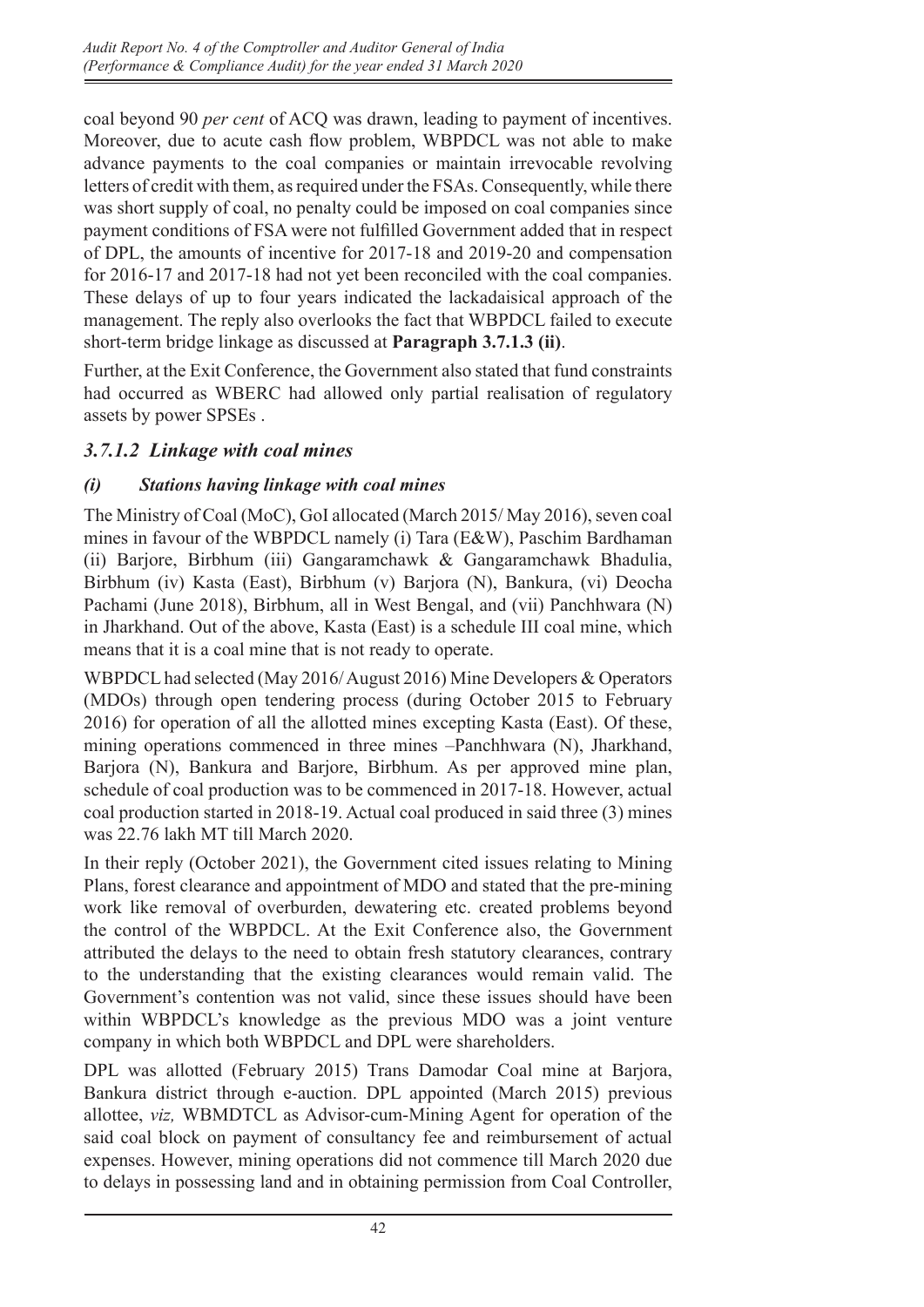coal beyond 90 *per cent* of ACQ was drawn, leading to payment of incentives. Moreover, due to acute cash flow problem, WBPDCL was not able to make advance payments to the coal companies or maintain irrevocable revolving letters of credit with them, as required under the FSAs. Consequently, while there was short supply of coal, no penalty could be imposed on coal companies since payment conditions of FSA were not fulfilled Government added that in respect of DPL, the amounts of incentive for 2017-18 and 2019-20 and compensation for 2016-17 and 2017-18 had not yet been reconciled with the coal companies. These delays of up to four years indicated the lackadaisical approach of the management. The reply also overlooks the fact that WBPDCL failed to execute short-term bridge linkage as discussed at **Paragraph 3.7.1.3 (ii)**.

Further, at the Exit Conference, the Government also stated that fund constraints had occurred as WBERC had allowed only partial realisation of regulatory assets by power SPSEs .

### *3.7.1.2 Linkage with coal mines*

#### *(i) Stations having linkage with coal mines*

The Ministry of Coal (MoC), GoI allocated (March 2015/ May 2016), seven coal mines in favour of the WBPDCL namely (i) Tara (E&W), Paschim Bardhaman (ii) Barjore, Birbhum (iii) Gangaramchawk & Gangaramchawk Bhadulia, Birbhum (iv) Kasta (East), Birbhum (v) Barjora (N), Bankura, (vi) Deocha Pachami (June 2018), Birbhum, all in West Bengal, and (vii) Panchhwara (N) in Jharkhand. Out of the above, Kasta (East) is a schedule III coal mine, which means that it is a coal mine that is not ready to operate.

WBPDCL had selected (May 2016/ August 2016) Mine Developers & Operators (MDOs) through open tendering process (during October 2015 to February 2016) for operation of all the allotted mines excepting Kasta (East). Of these, mining operations commenced in three mines –Panchhwara (N), Jharkhand, Barjora (N), Bankura and Barjore, Birbhum. As per approved mine plan, schedule of coal production was to be commenced in 2017-18. However, actual coal production started in 2018-19. Actual coal produced in said three (3) mines was 22.76 lakh MT till March 2020.

In their reply (October 2021), the Government cited issues relating to Mining Plans, forest clearance and appointment of MDO and stated that the pre-mining work like removal of overburden, dewatering etc. created problems beyond the control of the WBPDCL. At the Exit Conference also, the Government attributed the delays to the need to obtain fresh statutory clearances, contrary to the understanding that the existing clearances would remain valid. The Government's contention was not valid, since these issues should have been within WBPDCL's knowledge as the previous MDO was a joint venture company in which both WBPDCL and DPL were shareholders.

DPL was allotted (February 2015) Trans Damodar Coal mine at Barjora, Bankura district through e-auction. DPL appointed (March 2015) previous allottee, *viz,* WBMDTCL as Advisor-cum-Mining Agent for operation of the said coal block on payment of consultancy fee and reimbursement of actual expenses. However, mining operations did not commence till March 2020 due to delays in possessing land and in obtaining permission from Coal Controller,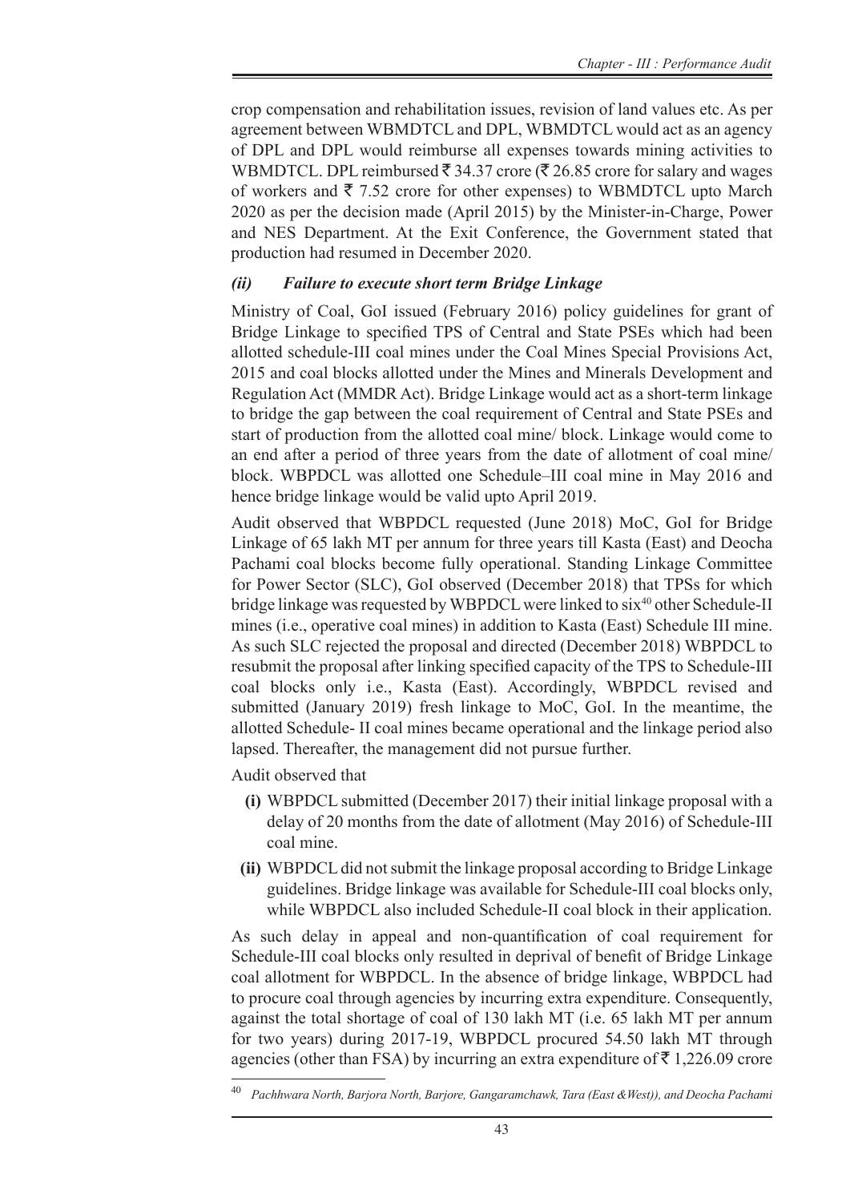crop compensation and rehabilitation issues, revision of land values etc. As per agreement between WBMDTCL and DPL, WBMDTCL would act as an agency of DPL and DPL would reimburse all expenses towards mining activities to WBMDTCL. DPL reimbursed ₹ 34.37 crore (₹ 26.85 crore for salary and wages of workers and ₹ 7.52 crore for other expenses) to WBMDTCL upto March 2020 as per the decision made (April 2015) by the Minister-in-Charge, Power and NES Department. At the Exit Conference, the Government stated that production had resumed in December 2020.

### *(ii) Failure to execute short term Bridge Linkage*

Ministry of Coal, GoI issued (February 2016) policy guidelines for grant of Bridge Linkage to specified TPS of Central and State PSEs which had been allotted schedule-III coal mines under the Coal Mines Special Provisions Act, 2015 and coal blocks allotted under the Mines and Minerals Development and Regulation Act (MMDR Act). Bridge Linkage would act as a short-term linkage to bridge the gap between the coal requirement of Central and State PSEs and start of production from the allotted coal mine/ block. Linkage would come to an end after a period of three years from the date of allotment of coal mine/ block. WBPDCL was allotted one Schedule–III coal mine in May 2016 and hence bridge linkage would be valid upto April 2019.

Audit observed that WBPDCL requested (June 2018) MoC, GoI for Bridge Linkage of 65 lakh MT per annum for three years till Kasta (East) and Deocha Pachami coal blocks become fully operational. Standing Linkage Committee for Power Sector (SLC), GoI observed (December 2018) that TPSs for which bridge linkage was requested by WBPDCL were linked to six[40] other Schedule-II mines (i.e., operative coal mines) in addition to Kasta (East) Schedule III mine. As such SLC rejected the proposal and directed (December 2018) WBPDCL to resubmit the proposal after linking specified capacity of the TPS to Schedule-III coal blocks only i.e., Kasta (East). Accordingly, WBPDCL revised and submitted (January 2019) fresh linkage to MoC, GoI. In the meantime, the allotted Schedule- II coal mines became operational and the linkage period also lapsed. Thereafter, the management did not pursue further.

Audit observed that

- **(i)** WBPDCL submitted (December 2017) their initial linkage proposal with a delay of 20 months from the date of allotment (May 2016) of Schedule-III coal mine.
- **(ii)** WBPDCL did not submit the linkage proposal according to Bridge Linkage guidelines. Bridge linkage was available for Schedule-III coal blocks only, while WBPDCL also included Schedule-II coal block in their application.

As such delay in appeal and non-quantification of coal requirement for Schedule-III coal blocks only resulted in deprival of benefit of Bridge Linkage coal allotment for WBPDCL. In the absence of bridge linkage, WBPDCL had to procure coal through agencies by incurring extra expenditure. Consequently, against the total shortage of coal of 130 lakh MT (i.e. 65 lakh MT per annum for two years) during 2017-19, WBPDCL procured 54.50 lakh MT through agencies (other than FSA) by incurring an extra expenditure of ₹ 1,226.09 crore

---

[40] *Pachhwara North, Barjora North, Barjore, Gangaramchawk, Tara (East &West)), and Deocha Pachami*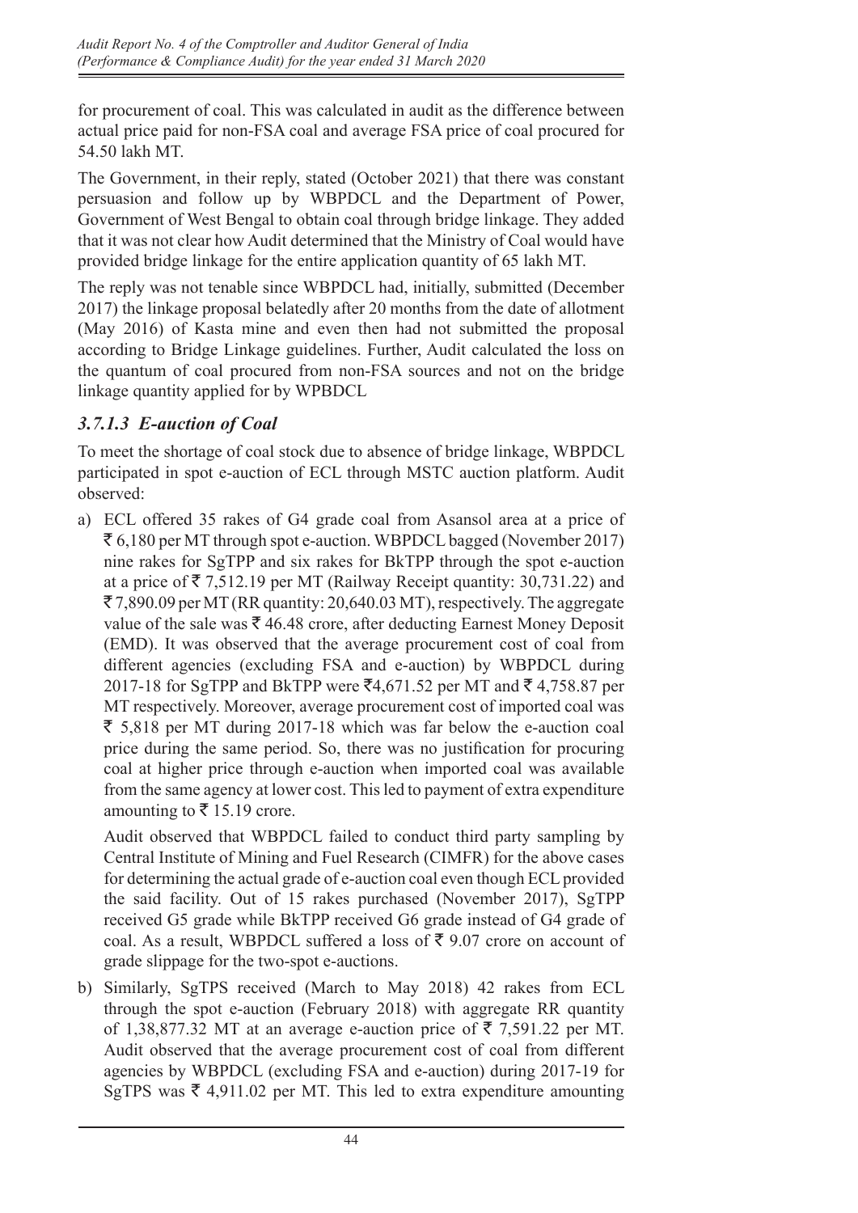for procurement of coal. This was calculated in audit as the difference between actual price paid for non-FSA coal and average FSA price of coal procured for 54.50 lakh MT.

The Government, in their reply, stated (October 2021) that there was constant persuasion and follow up by WBPDCL and the Department of Power, Government of West Bengal to obtain coal through bridge linkage. They added that it was not clear how Audit determined that the Ministry of Coal would have provided bridge linkage for the entire application quantity of 65 lakh MT.

The reply was not tenable since WBPDCL had, initially, submitted (December 2017) the linkage proposal belatedly after 20 months from the date of allotment (May 2016) of Kasta mine and even then had not submitted the proposal according to Bridge Linkage guidelines. Further, Audit calculated the loss on the quantum of coal procured from non-FSA sources and not on the bridge linkage quantity applied for by WPBDCL

### *3.7.1.3 E-auction of Coal*

To meet the shortage of coal stock due to absence of bridge linkage, WBPDCL participated in spot e-auction of ECL through MSTC auction platform. Audit observed:

a) ECL offered 35 rakes of G4 grade coal from Asansol area at a price of ₹ 6,180 per MT through spot e-auction. WBPDCL bagged (November 2017) nine rakes for SgTPP and six rakes for BkTPP through the spot e-auction at a price of ₹ 7,512.19 per MT (Railway Receipt quantity: 30,731.22) and ₹ 7,890.09 per MT (RR quantity: 20,640.03 MT), respectively. The aggregate value of the sale was ₹ 46.48 crore, after deducting Earnest Money Deposit (EMD). It was observed that the average procurement cost of coal from different agencies (excluding FSA and e-auction) by WBPDCL during 2017-18 for SgTPP and BkTPP were ₹4,671.52 per MT and ₹ 4,758.87 per MT respectively. Moreover, average procurement cost of imported coal was ₹ 5,818 per MT during 2017-18 which was far below the e-auction coal price during the same period. So, there was no justification for procuring coal at higher price through e-auction when imported coal was available from the same agency at lower cost. This led to payment of extra expenditure amounting to ₹ 15.19 crore.

   Audit observed that WBPDCL failed to conduct third party sampling by Central Institute of Mining and Fuel Research (CIMFR) for the above cases for determining the actual grade of e-auction coal even though ECL provided the said facility. Out of 15 rakes purchased (November 2017), SgTPP received G5 grade while BkTPP received G6 grade instead of G4 grade of coal. As a result, WBPDCL suffered a loss of ₹ 9.07 crore on account of grade slippage for the two-spot e-auctions.

b) Similarly, SgTPS received (March to May 2018) 42 rakes from ECL through the spot e-auction (February 2018) with aggregate RR quantity of 1,38,877.32 MT at an average e-auction price of ₹ 7,591.22 per MT. Audit observed that the average procurement cost of coal from different agencies by WBPDCL (excluding FSA and e-auction) during 2017-19 for SgTPS was ₹ 4,911.02 per MT. This led to extra expenditure amounting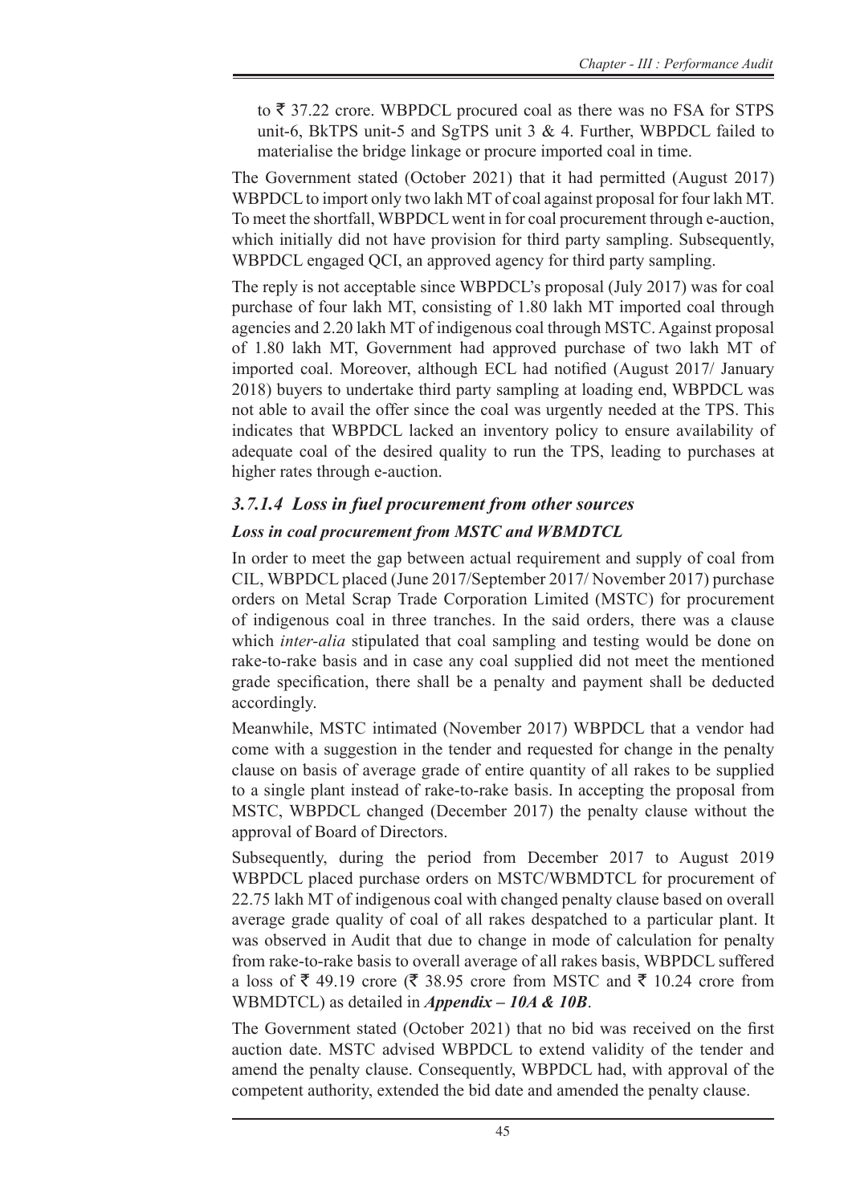to ₹ 37.22 crore. WBPDCL procured coal as there was no FSA for STPS unit-6, BkTPS unit-5 and SgTPS unit 3 & 4. Further, WBPDCL failed to materialise the bridge linkage or procure imported coal in time.

The Government stated (October 2021) that it had permitted (August 2017) WBPDCL to import only two lakh MT of coal against proposal for four lakh MT. To meet the shortfall, WBPDCL went in for coal procurement through e-auction, which initially did not have provision for third party sampling. Subsequently, WBPDCL engaged QCI, an approved agency for third party sampling.

The reply is not acceptable since WBPDCL's proposal (July 2017) was for coal purchase of four lakh MT, consisting of 1.80 lakh MT imported coal through agencies and 2.20 lakh MT of indigenous coal through MSTC. Against proposal of 1.80 lakh MT, Government had approved purchase of two lakh MT of imported coal. Moreover, although ECL had notified (August 2017/ January 2018) buyers to undertake third party sampling at loading end, WBPDCL was not able to avail the offer since the coal was urgently needed at the TPS. This indicates that WBPDCL lacked an inventory policy to ensure availability of adequate coal of the desired quality to run the TPS, leading to purchases at higher rates through e-auction.

### *3.7.1.4 Loss in fuel procurement from other sources*

***Loss in coal procurement from MSTC and WBMDTCL***

In order to meet the gap between actual requirement and supply of coal from CIL, WBPDCL placed (June 2017/September 2017/ November 2017) purchase orders on Metal Scrap Trade Corporation Limited (MSTC) for procurement of indigenous coal in three tranches. In the said orders, there was a clause which *inter-alia* stipulated that coal sampling and testing would be done on rake-to-rake basis and in case any coal supplied did not meet the mentioned grade specification, there shall be a penalty and payment shall be deducted accordingly.

Meanwhile, MSTC intimated (November 2017) WBPDCL that a vendor had come with a suggestion in the tender and requested for change in the penalty clause on basis of average grade of entire quantity of all rakes to be supplied to a single plant instead of rake-to-rake basis. In accepting the proposal from MSTC, WBPDCL changed (December 2017) the penalty clause without the approval of Board of Directors.

Subsequently, during the period from December 2017 to August 2019 WBPDCL placed purchase orders on MSTC/WBMDTCL for procurement of 22.75 lakh MT of indigenous coal with changed penalty clause based on overall average grade quality of coal of all rakes despatched to a particular plant. It was observed in Audit that due to change in mode of calculation for penalty from rake-to-rake basis to overall average of all rakes basis, WBPDCL suffered a loss of ₹ 49.19 crore (₹ 38.95 crore from MSTC and ₹ 10.24 crore from WBMDTCL) as detailed in ***Appendix – 10A & 10B***.

The Government stated (October 2021) that no bid was received on the first auction date. MSTC advised WBPDCL to extend validity of the tender and amend the penalty clause. Consequently, WBPDCL had, with approval of the competent authority, extended the bid date and amended the penalty clause.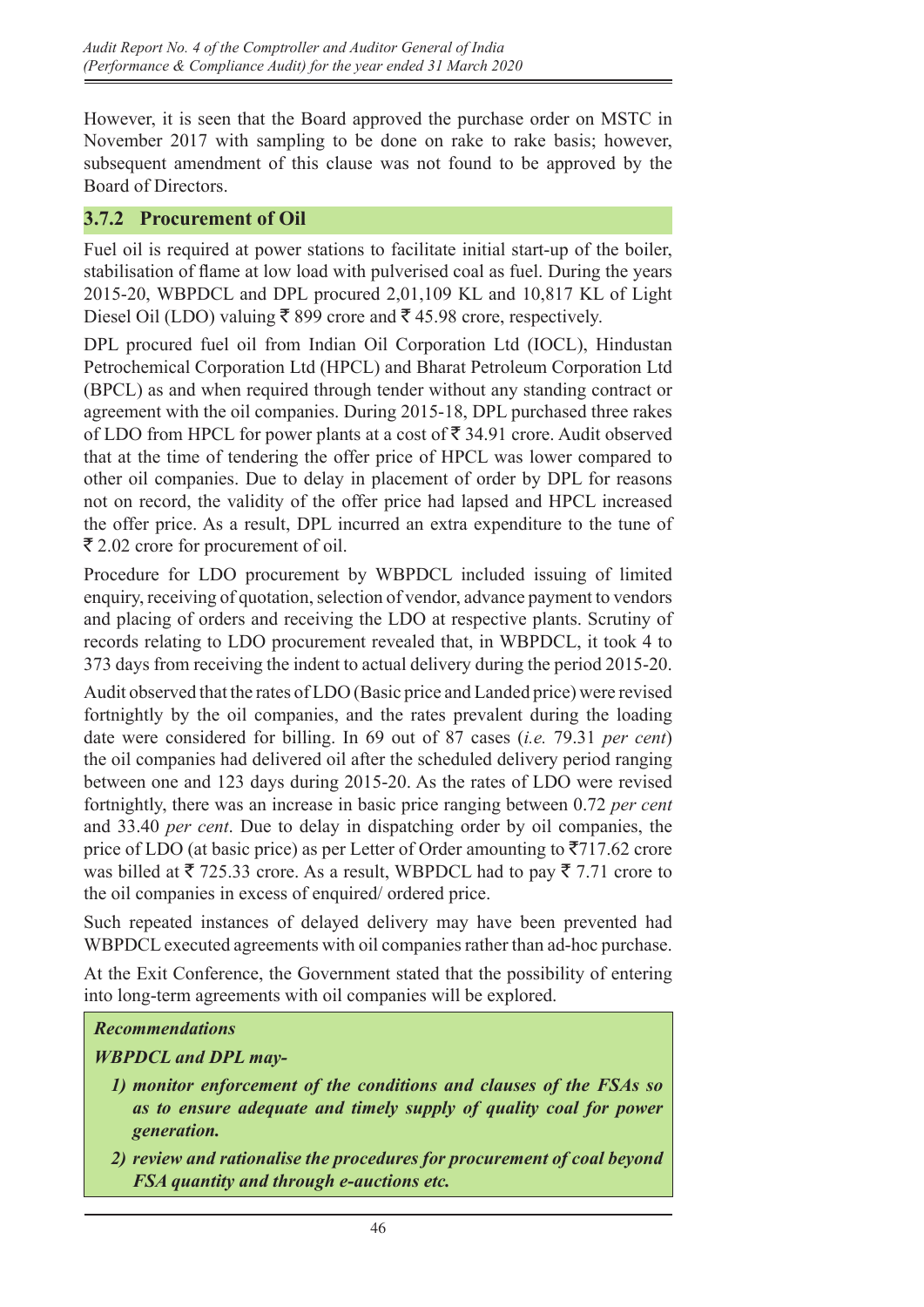However, it is seen that the Board approved the purchase order on MSTC in November 2017 with sampling to be done on rake to rake basis; however, subsequent amendment of this clause was not found to be approved by the Board of Directors.

### 3.7.2 Procurement of Oil

Fuel oil is required at power stations to facilitate initial start-up of the boiler, stabilisation of flame at low load with pulverised coal as fuel. During the years 2015-20, WBPDCL and DPL procured 2,01,109 KL and 10,817 KL of Light Diesel Oil (LDO) valuing ₹ 899 crore and ₹ 45.98 crore, respectively.

DPL procured fuel oil from Indian Oil Corporation Ltd (IOCL), Hindustan Petrochemical Corporation Ltd (HPCL) and Bharat Petroleum Corporation Ltd (BPCL) as and when required through tender without any standing contract or agreement with the oil companies. During 2015-18, DPL purchased three rakes of LDO from HPCL for power plants at a cost of ₹ 34.91 crore. Audit observed that at the time of tendering the offer price of HPCL was lower compared to other oil companies. Due to delay in placement of order by DPL for reasons not on record, the validity of the offer price had lapsed and HPCL increased the offer price. As a result, DPL incurred an extra expenditure to the tune of ₹ 2.02 crore for procurement of oil.

Procedure for LDO procurement by WBPDCL included issuing of limited enquiry, receiving of quotation, selection of vendor, advance payment to vendors and placing of orders and receiving the LDO at respective plants. Scrutiny of records relating to LDO procurement revealed that, in WBPDCL, it took 4 to 373 days from receiving the indent to actual delivery during the period 2015-20.

Audit observed that the rates of LDO (Basic price and Landed price) were revised fortnightly by the oil companies, and the rates prevalent during the loading date were considered for billing. In 69 out of 87 cases (*i.e.* 79.31 *per cent*) the oil companies had delivered oil after the scheduled delivery period ranging between one and 123 days during 2015-20. As the rates of LDO were revised fortnightly, there was an increase in basic price ranging between 0.72 *per cent* and 33.40 *per cent*. Due to delay in dispatching order by oil companies, the price of LDO (at basic price) as per Letter of Order amounting to ₹717.62 crore was billed at ₹ 725.33 crore. As a result, WBPDCL had to pay ₹ 7.71 crore to the oil companies in excess of enquired/ ordered price.

Such repeated instances of delayed delivery may have been prevented had WBPDCL executed agreements with oil companies rather than ad-hoc purchase.

At the Exit Conference, the Government stated that the possibility of entering into long-term agreements with oil companies will be explored.

***Recommendations***

***WBPDCL and DPL may-***

1) ***monitor enforcement of the conditions and clauses of the FSAs so as to ensure adequate and timely supply of quality coal for power generation.***
2) ***review and rationalise the procedures for procurement of coal beyond FSA quantity and through e-auctions etc.***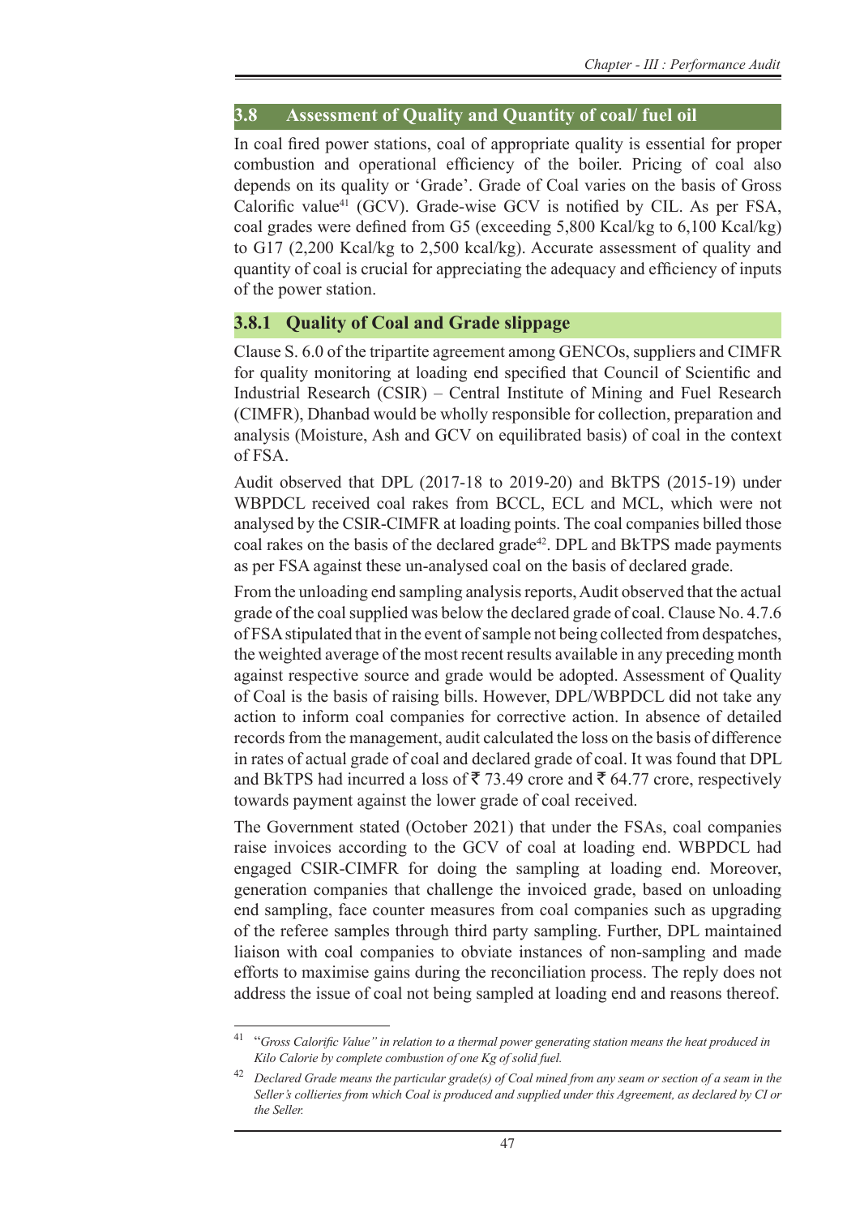## 3.8 Assessment of Quality and Quantity of coal/ fuel oil

In coal fired power stations, coal of appropriate quality is essential for proper combustion and operational efficiency of the boiler. Pricing of coal also depends on its quality or 'Grade'. Grade of Coal varies on the basis of Gross Calorific value[41] (GCV). Grade-wise GCV is notified by CIL. As per FSA, coal grades were defined from G5 (exceeding 5,800 Kcal/kg to 6,100 Kcal/kg) to G17 (2,200 Kcal/kg to 2,500 kcal/kg). Accurate assessment of quality and quantity of coal is crucial for appreciating the adequacy and efficiency of inputs of the power station.

### 3.8.1 Quality of Coal and Grade slippage

Clause S. 6.0 of the tripartite agreement among GENCOs, suppliers and CIMFR for quality monitoring at loading end specified that Council of Scientific and Industrial Research (CSIR) – Central Institute of Mining and Fuel Research (CIMFR), Dhanbad would be wholly responsible for collection, preparation and analysis (Moisture, Ash and GCV on equilibrated basis) of coal in the context of FSA.

Audit observed that DPL (2017-18 to 2019-20) and BkTPS (2015-19) under WBPDCL received coal rakes from BCCL, ECL and MCL, which were not analysed by the CSIR-CIMFR at loading points. The coal companies billed those coal rakes on the basis of the declared grade[42]. DPL and BkTPS made payments as per FSA against these un-analysed coal on the basis of declared grade.

From the unloading end sampling analysis reports, Audit observed that the actual grade of the coal supplied was below the declared grade of coal. Clause No. 4.7.6 of FSA stipulated that in the event of sample not being collected from despatches, the weighted average of the most recent results available in any preceding month against respective source and grade would be adopted. Assessment of Quality of Coal is the basis of raising bills. However, DPL/WBPDCL did not take any action to inform coal companies for corrective action. In absence of detailed records from the management, audit calculated the loss on the basis of difference in rates of actual grade of coal and declared grade of coal. It was found that DPL and BkTPS had incurred a loss of ₹ 73.49 crore and ₹ 64.77 crore, respectively towards payment against the lower grade of coal received.

The Government stated (October 2021) that under the FSAs, coal companies raise invoices according to the GCV of coal at loading end. WBPDCL had engaged CSIR-CIMFR for doing the sampling at loading end. Moreover, generation companies that challenge the invoiced grade, based on unloading end sampling, face counter measures from coal companies such as upgrading of the referee samples through third party sampling. Further, DPL maintained liaison with coal companies to obviate instances of non-sampling and made efforts to maximise gains during the reconciliation process. The reply does not address the issue of coal not being sampled at loading end and reasons thereof.

---

[41] "*Gross Calorific Value" in relation to a thermal power generating station means the heat produced in Kilo Calorie by complete combustion of one Kg of solid fuel.*

[42] *Declared Grade means the particular grade(s) of Coal mined from any seam or section of a seam in the Seller's collieries from which Coal is produced and supplied under this Agreement, as declared by CI or the Seller.*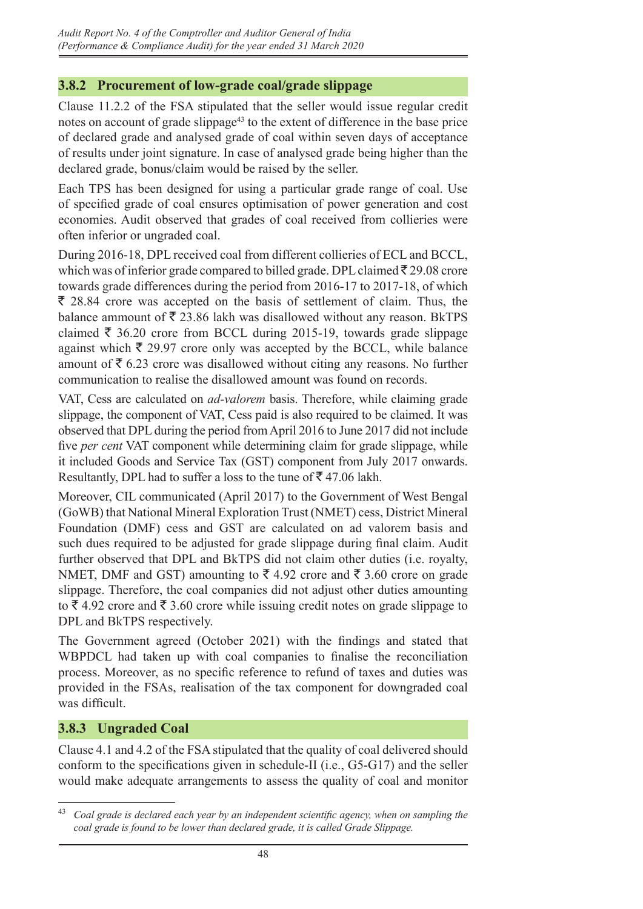### 3.8.2 Procurement of low-grade coal/grade slippage

Clause 11.2.2 of the FSA stipulated that the seller would issue regular credit notes on account of grade slippage[43] to the extent of difference in the base price of declared grade and analysed grade of coal within seven days of acceptance of results under joint signature. In case of analysed grade being higher than the declared grade, bonus/claim would be raised by the seller.

Each TPS has been designed for using a particular grade range of coal. Use of specified grade of coal ensures optimisation of power generation and cost economies. Audit observed that grades of coal received from collieries were often inferior or ungraded coal.

During 2016-18, DPL received coal from different collieries of ECL and BCCL, which was of inferior grade compared to billed grade. DPL claimed ₹ 29.08 crore towards grade differences during the period from 2016-17 to 2017-18, of which ₹ 28.84 crore was accepted on the basis of settlement of claim. Thus, the balance ammount of ₹ 23.86 lakh was disallowed without any reason. BkTPS claimed ₹ 36.20 crore from BCCL during 2015-19, towards grade slippage against which ₹ 29.97 crore only was accepted by the BCCL, while balance amount of ₹ 6.23 crore was disallowed without citing any reasons. No further communication to realise the disallowed amount was found on records.

VAT, Cess are calculated on *ad-valorem* basis. Therefore, while claiming grade slippage, the component of VAT, Cess paid is also required to be claimed. It was observed that DPL during the period from April 2016 to June 2017 did not include five *per cent* VAT component while determining claim for grade slippage, while it included Goods and Service Tax (GST) component from July 2017 onwards. Resultantly, DPL had to suffer a loss to the tune of ₹ 47.06 lakh.

Moreover, CIL communicated (April 2017) to the Government of West Bengal (GoWB) that National Mineral Exploration Trust (NMET) cess, District Mineral Foundation (DMF) cess and GST are calculated on ad valorem basis and such dues required to be adjusted for grade slippage during final claim. Audit further observed that DPL and BkTPS did not claim other duties (i.e. royalty, NMET, DMF and GST) amounting to ₹ 4.92 crore and ₹ 3.60 crore on grade slippage. Therefore, the coal companies did not adjust other duties amounting to ₹ 4.92 crore and ₹ 3.60 crore while issuing credit notes on grade slippage to DPL and BkTPS respectively.

The Government agreed (October 2021) with the findings and stated that WBPDCL had taken up with coal companies to finalise the reconciliation process. Moreover, as no specific reference to refund of taxes and duties was provided in the FSAs, realisation of the tax component for downgraded coal was difficult.

### 3.8.3 Ungraded Coal

Clause 4.1 and 4.2 of the FSA stipulated that the quality of coal delivered should conform to the specifications given in schedule-II (i.e., G5-G17) and the seller would make adequate arrangements to assess the quality of coal and monitor

---

[43] *Coal grade is declared each year by an independent scientific agency, when on sampling the coal grade is found to be lower than declared grade, it is called Grade Slippage.*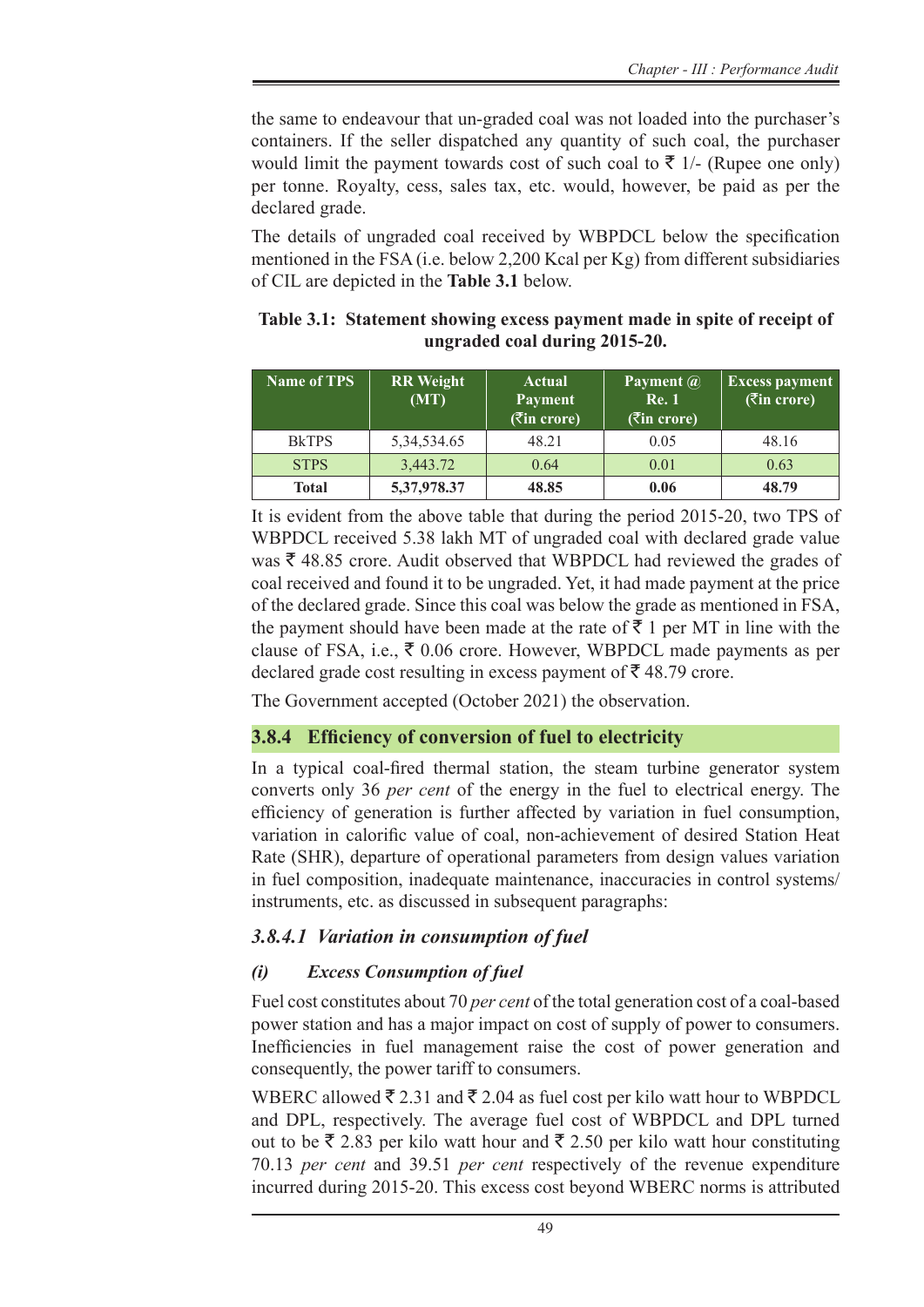the same to endeavour that un-graded coal was not loaded into the purchaser's containers. If the seller dispatched any quantity of such coal, the purchaser would limit the payment towards cost of such coal to ₹ 1/- (Rupee one only) per tonne. Royalty, cess, sales tax, etc. would, however, be paid as per the declared grade.

The details of ungraded coal received by WBPDCL below the specification mentioned in the FSA (i.e. below 2,200 Kcal per Kg) from different subsidiaries of CIL are depicted in the **Table 3.1** below.

**Table 3.1: Statement showing excess payment made in spite of receipt of ungraded coal during 2015-20.**

| Name of TPS | RR Weight (MT) | Actual Payment (₹in crore) | Payment @ Re. 1 (₹in crore) | Excess payment (₹in crore) |
|---|---|---|---|---|
| BkTPS | 5,34,534.65 | 48.21 | 0.05 | 48.16 |
| STPS | 3,443.72 | 0.64 | 0.01 | 0.63 |
| **Total** | **5,37,978.37** | **48.85** | **0.06** | **48.79** |

It is evident from the above table that during the period 2015-20, two TPS of WBPDCL received 5.38 lakh MT of ungraded coal with declared grade value was ₹ 48.85 crore. Audit observed that WBPDCL had reviewed the grades of coal received and found it to be ungraded. Yet, it had made payment at the price of the declared grade. Since this coal was below the grade as mentioned in FSA, the payment should have been made at the rate of ₹ 1 per MT in line with the clause of FSA, i.e., ₹ 0.06 crore. However, WBPDCL made payments as per declared grade cost resulting in excess payment of ₹ 48.79 crore.

The Government accepted (October 2021) the observation.

## 3.8.4 Efficiency of conversion of fuel to electricity

In a typical coal-fired thermal station, the steam turbine generator system converts only 36 *per cent* of the energy in the fuel to electrical energy. The efficiency of generation is further affected by variation in fuel consumption, variation in calorific value of coal, non-achievement of desired Station Heat Rate (SHR), departure of operational parameters from design values variation in fuel composition, inadequate maintenance, inaccuracies in control systems/ instruments, etc. as discussed in subsequent paragraphs:

### *3.8.4.1 Variation in consumption of fuel*

#### *(i) Excess Consumption of fuel*

Fuel cost constitutes about 70 *per cent* of the total generation cost of a coal-based power station and has a major impact on cost of supply of power to consumers. Inefficiencies in fuel management raise the cost of power generation and consequently, the power tariff to consumers.

WBERC allowed ₹ 2.31 and ₹ 2.04 as fuel cost per kilo watt hour to WBPDCL and DPL, respectively. The average fuel cost of WBPDCL and DPL turned out to be ₹ 2.83 per kilo watt hour and ₹ 2.50 per kilo watt hour constituting 70.13 *per cent* and 39.51 *per cent* respectively of the revenue expenditure incurred during 2015-20. This excess cost beyond WBERC norms is attributed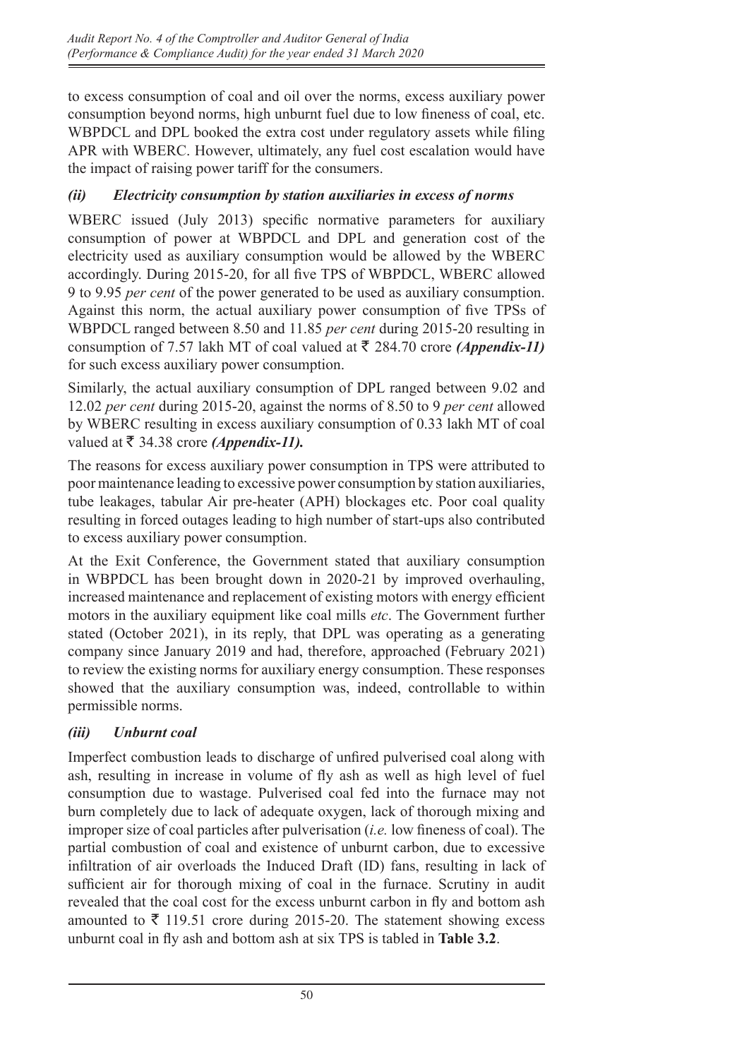to excess consumption of coal and oil over the norms, excess auxiliary power consumption beyond norms, high unburnt fuel due to low fineness of coal, etc. WBPDCL and DPL booked the extra cost under regulatory assets while filing APR with WBERC. However, ultimately, any fuel cost escalation would have the impact of raising power tariff for the consumers.

### *(ii) Electricity consumption by station auxiliaries in excess of norms*

WBERC issued (July 2013) specific normative parameters for auxiliary consumption of power at WBPDCL and DPL and generation cost of the electricity used as auxiliary consumption would be allowed by the WBERC accordingly. During 2015-20, for all five TPS of WBPDCL, WBERC allowed 9 to 9.95 *per cent* of the power generated to be used as auxiliary consumption. Against this norm, the actual auxiliary power consumption of five TPSs of WBPDCL ranged between 8.50 and 11.85 *per cent* during 2015-20 resulting in consumption of 7.57 lakh MT of coal valued at ₹ 284.70 crore ***(Appendix-11)*** for such excess auxiliary power consumption.

Similarly, the actual auxiliary consumption of DPL ranged between 9.02 and 12.02 *per cent* during 2015-20, against the norms of 8.50 to 9 *per cent* allowed by WBERC resulting in excess auxiliary consumption of 0.33 lakh MT of coal valued at ₹ 34.38 crore ***(Appendix-11).***

The reasons for excess auxiliary power consumption in TPS were attributed to poor maintenance leading to excessive power consumption by station auxiliaries, tube leakages, tabular Air pre-heater (APH) blockages etc. Poor coal quality resulting in forced outages leading to high number of start-ups also contributed to excess auxiliary power consumption.

At the Exit Conference, the Government stated that auxiliary consumption in WBPDCL has been brought down in 2020-21 by improved overhauling, increased maintenance and replacement of existing motors with energy efficient motors in the auxiliary equipment like coal mills *etc*. The Government further stated (October 2021), in its reply, that DPL was operating as a generating company since January 2019 and had, therefore, approached (February 2021) to review the existing norms for auxiliary energy consumption. These responses showed that the auxiliary consumption was, indeed, controllable to within permissible norms.

### *(iii) Unburnt coal*

Imperfect combustion leads to discharge of unfired pulverised coal along with ash, resulting in increase in volume of fly ash as well as high level of fuel consumption due to wastage. Pulverised coal fed into the furnace may not burn completely due to lack of adequate oxygen, lack of thorough mixing and improper size of coal particles after pulverisation (*i.e.* low fineness of coal). The partial combustion of coal and existence of unburnt carbon, due to excessive infiltration of air overloads the Induced Draft (ID) fans, resulting in lack of sufficient air for thorough mixing of coal in the furnace. Scrutiny in audit revealed that the coal cost for the excess unburnt carbon in fly and bottom ash amounted to ₹ 119.51 crore during 2015-20. The statement showing excess unburnt coal in fly ash and bottom ash at six TPS is tabled in **Table 3.2**.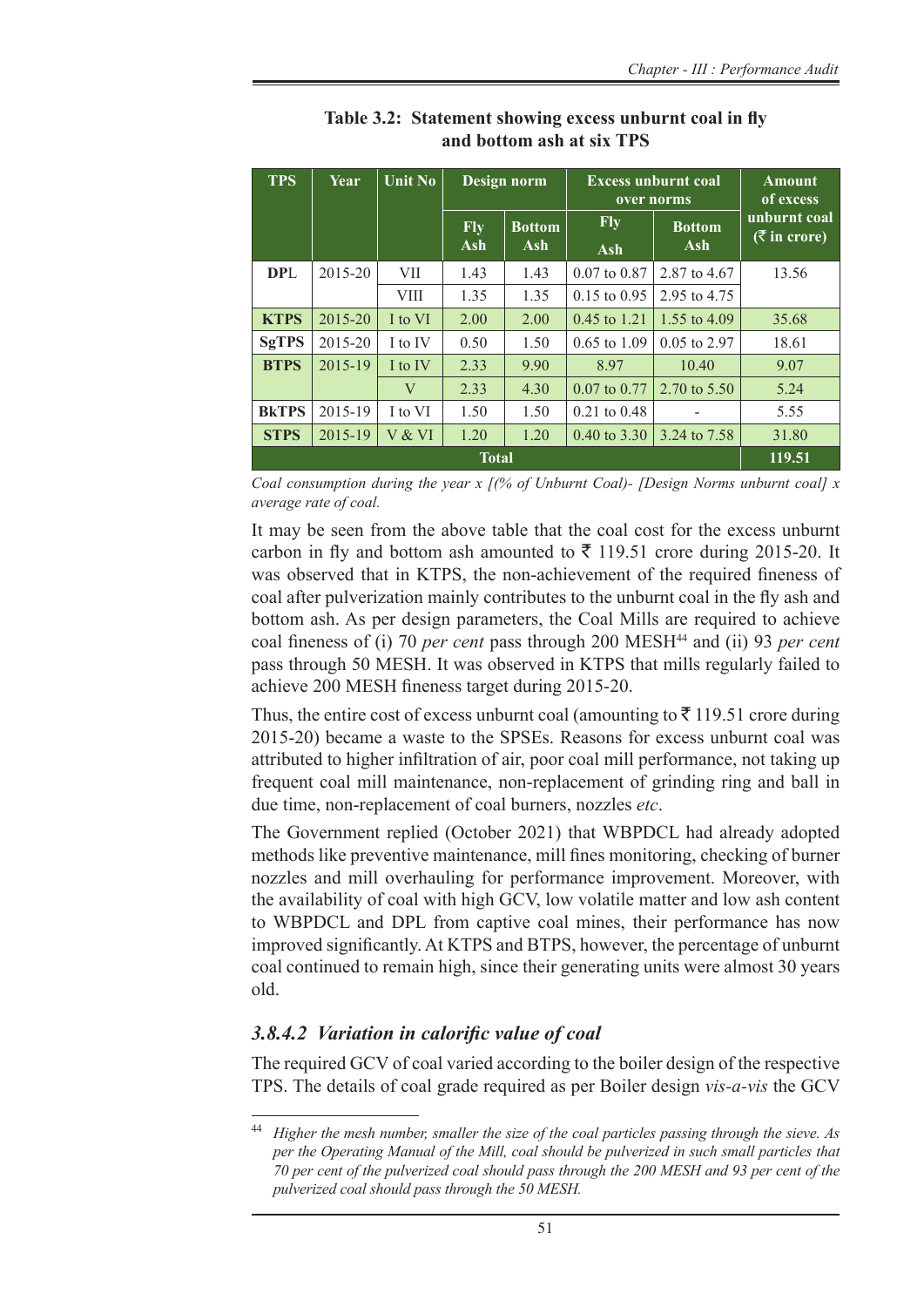**Table 3.2: Statement showing excess unburnt coal in fly and bottom ash at six TPS**

| TPS | Year | Unit No | Design norm | | Excess unburnt coal over norms | | Amount of excess unburnt coal (₹ in crore) |
|---|---|---|---|---|---|---|---|
| | | | Fly Ash | Bottom Ash | Fly Ash | Bottom Ash | |
| **DPL** | 2015-20 | VII | 1.43 | 1.43 | 0.07 to 0.87 | 2.87 to 4.67 | 13.56 |
| | | VIII | 1.35 | 1.35 | 0.15 to 0.95 | 2.95 to 4.75 | |
| **KTPS** | 2015-20 | I to VI | 2.00 | 2.00 | 0.45 to 1.21 | 1.55 to 4.09 | 35.68 |
| **SgTPS** | 2015-20 | I to IV | 0.50 | 1.50 | 0.65 to 1.09 | 0.05 to 2.97 | 18.61 |
| **BTPS** | 2015-19 | I to IV | 2.33 | 9.90 | 8.97 | 10.40 | 9.07 |
| | | V | 2.33 | 4.30 | 0.07 to 0.77 | 2.70 to 5.50 | 5.24 |
| **BkTPS** | 2015-19 | I to VI | 1.50 | 1.50 | 0.21 to 0.48 | - | 5.55 |
| **STPS** | 2015-19 | V & VI | 1.20 | 1.20 | 0.40 to 3.30 | 3.24 to 7.58 | 31.80 |
| **Total** | | | | | | | **119.51** |

*Coal consumption during the year x [(% of Unburnt Coal)- [Design Norms unburnt coal] x average rate of coal.*

It may be seen from the above table that the coal cost for the excess unburnt carbon in fly and bottom ash amounted to ₹ 119.51 crore during 2015-20. It was observed that in KTPS, the non-achievement of the required fineness of coal after pulverization mainly contributes to the unburnt coal in the fly ash and bottom ash. As per design parameters, the Coal Mills are required to achieve coal fineness of (i) 70 *per cent* pass through 200 MESH[44] and (ii) 93 *per cent* pass through 50 MESH. It was observed in KTPS that mills regularly failed to achieve 200 MESH fineness target during 2015-20.

Thus, the entire cost of excess unburnt coal (amounting to ₹ 119.51 crore during 2015-20) became a waste to the SPSEs. Reasons for excess unburnt coal was attributed to higher infiltration of air, poor coal mill performance, not taking up frequent coal mill maintenance, non-replacement of grinding ring and ball in due time, non-replacement of coal burners, nozzles *etc*.

The Government replied (October 2021) that WBPDCL had already adopted methods like preventive maintenance, mill fines monitoring, checking of burner nozzles and mill overhauling for performance improvement. Moreover, with the availability of coal with high GCV, low volatile matter and low ash content to WBPDCL and DPL from captive coal mines, their performance has now improved significantly. At KTPS and BTPS, however, the percentage of unburnt coal continued to remain high, since their generating units were almost 30 years old.

### *3.8.4.2 Variation in calorific value of coal*

The required GCV of coal varied according to the boiler design of the respective TPS. The details of coal grade required as per Boiler design *vis-a-vis* the GCV

---

[44] *Higher the mesh number, smaller the size of the coal particles passing through the sieve. As per the Operating Manual of the Mill, coal should be pulverized in such small particles that 70 per cent of the pulverized coal should pass through the 200 MESH and 93 per cent of the pulverized coal should pass through the 50 MESH.*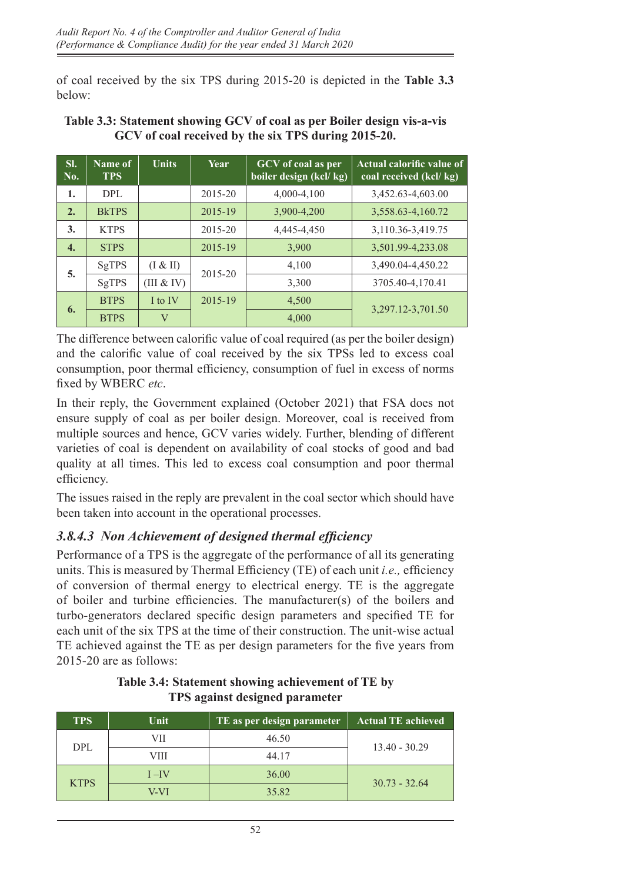of coal received by the six TPS during 2015-20 is depicted in the **Table 3.3** below:

**Table 3.3: Statement showing GCV of coal as per Boiler design vis-a-vis GCV of coal received by the six TPS during 2015-20.**

| Sl. No. | Name of TPS | Units | Year | GCV of coal as per boiler design (kcl/ kg) | Actual calorific value of coal received (kcl/ kg) |
|---|---|---|---|---|---|
| 1. | DPL | | 2015-20 | 4,000-4,100 | 3,452.63-4,603.00 |
| 2. | BkTPS | | 2015-19 | 3,900-4,200 | 3,558.63-4,160.72 |
| 3. | KTPS | | 2015-20 | 4,445-4,450 | 3,110.36-3,419.75 |
| 4. | STPS | | 2015-19 | 3,900 | 3,501.99-4,233.08 |
| 5. | SgTPS | (I & II) | 2015-20 | 4,100 | 3,490.04-4,450.22 |
| | SgTPS | (III & IV) | | 3,300 | 3705.40-4,170.41 |
| 6. | BTPS | I to IV | 2015-19 | 4,500 | 3,297.12-3,701.50 |
| | BTPS | V | | 4,000 | |

The difference between calorific value of coal required (as per the boiler design) and the calorific value of coal received by the six TPSs led to excess coal consumption, poor thermal efficiency, consumption of fuel in excess of norms fixed by WBERC *etc*.

In their reply, the Government explained (October 2021) that FSA does not ensure supply of coal as per boiler design. Moreover, coal is received from multiple sources and hence, GCV varies widely. Further, blending of different varieties of coal is dependent on availability of coal stocks of good and bad quality at all times. This led to excess coal consumption and poor thermal efficiency.

The issues raised in the reply are prevalent in the coal sector which should have been taken into account in the operational processes.

### *3.8.4.3 Non Achievement of designed thermal efficiency*

Performance of a TPS is the aggregate of the performance of all its generating units. This is measured by Thermal Efficiency (TE) of each unit *i.e.,* efficiency of conversion of thermal energy to electrical energy. TE is the aggregate of boiler and turbine efficiencies. The manufacturer(s) of the boilers and turbo-generators declared specific design parameters and specified TE for each unit of the six TPS at the time of their construction. The unit-wise actual TE achieved against the TE as per design parameters for the five years from 2015-20 are as follows:

**Table 3.4: Statement showing achievement of TE by TPS against designed parameter**

| TPS | Unit | TE as per design parameter | Actual TE achieved |
|---|---|---|---|
| DPL | VII | 46.50 | 13.40 - 30.29 |
| | VIII | 44.17 | |
| KTPS | I –IV | 36.00 | 30.73 - 32.64 |
| | V-VI | 35.82 | |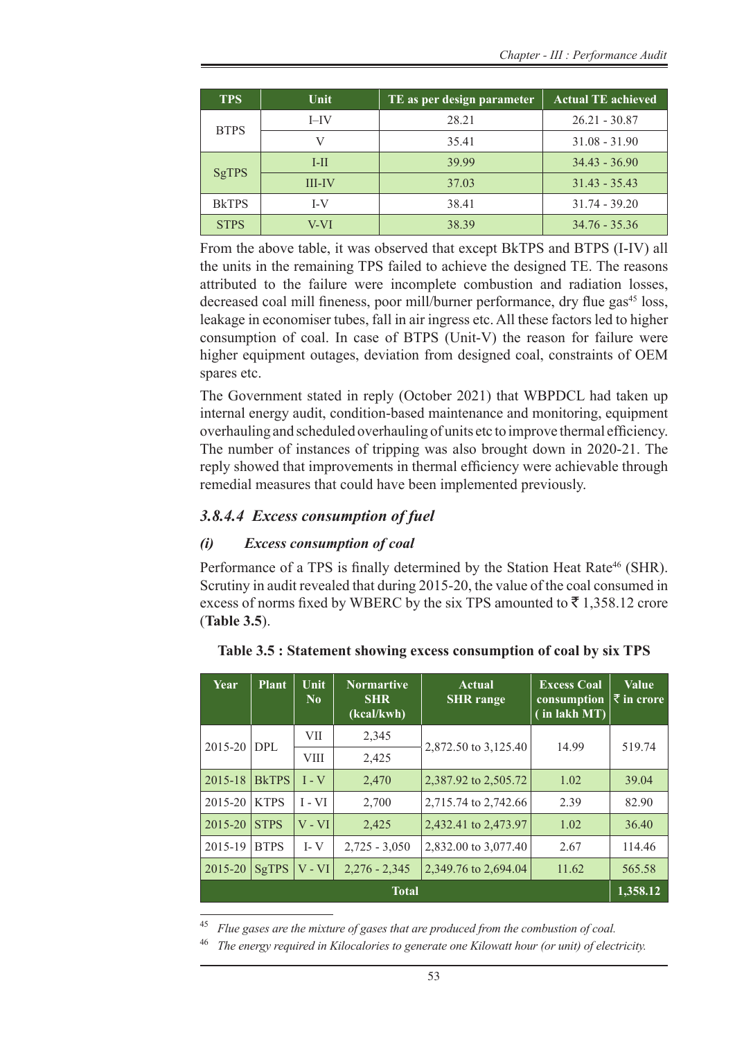| TPS | Unit | TE as per design parameter | Actual TE achieved |
|---|---|---|---|
| BTPS | I–IV | 28.21 | 26.21 - 30.87 |
| | V | 35.41 | 31.08 - 31.90 |
| SgTPS | I-II | 39.99 | 34.43 - 36.90 |
| | III-IV | 37.03 | 31.43 - 35.43 |
| BkTPS | I-V | 38.41 | 31.74 - 39.20 |
| STPS | V-VI | 38.39 | 34.76 - 35.36 |

From the above table, it was observed that except BkTPS and BTPS (I-IV) all the units in the remaining TPS failed to achieve the designed TE. The reasons attributed to the failure were incomplete combustion and radiation losses, decreased coal mill fineness, poor mill/burner performance, dry flue gas[45] loss, leakage in economiser tubes, fall in air ingress etc. All these factors led to higher consumption of coal. In case of BTPS (Unit-V) the reason for failure were higher equipment outages, deviation from designed coal, constraints of OEM spares etc.

The Government stated in reply (October 2021) that WBPDCL had taken up internal energy audit, condition-based maintenance and monitoring, equipment overhauling and scheduled overhauling of units etc to improve thermal efficiency. The number of instances of tripping was also brought down in 2020-21. The reply showed that improvements in thermal efficiency were achievable through remedial measures that could have been implemented previously.

### *3.8.4.4 Excess consumption of fuel*

#### *(i) Excess consumption of coal*

Performance of a TPS is finally determined by the Station Heat Rate[46] (SHR). Scrutiny in audit revealed that during 2015-20, the value of the coal consumed in excess of norms fixed by WBERC by the six TPS amounted to ₹ 1,358.12 crore (**Table 3.5**).

**Table 3.5 : Statement showing excess consumption of coal by six TPS**

| Year | Plant | Unit No | Normartive SHR (kcal/kwh) | Actual SHR range | Excess Coal consumption ( in lakh MT) | Value ₹ in crore |
|---|---|---|---|---|---|---|
| 2015-20 | DPL | VII | 2,345 | 2,872.50 to 3,125.40 | 14.99 | 519.74 |
| | | VIII | 2,425 | | | |
| 2015-18 | BkTPS | I - V | 2,470 | 2,387.92 to 2,505.72 | 1.02 | 39.04 |
| 2015-20 | KTPS | I - VI | 2,700 | 2,715.74 to 2,742.66 | 2.39 | 82.90 |
| 2015-20 | STPS | V - VI | 2,425 | 2,432.41 to 2,473.97 | 1.02 | 36.40 |
| 2015-19 | BTPS | I- V | 2,725 - 3,050 | 2,832.00 to 3,077.40 | 2.67 | 114.46 |
| 2015-20 | SgTPS | V - VI | 2,276 - 2,345 | 2,349.76 to 2,694.04 | 11.62 | 565.58 |
| **Total** | | | | | | **1,358.12** |

---

[45] *Flue gases are the mixture of gases that are produced from the combustion of coal.*

[46] *The energy required in Kilocalories to generate one Kilowatt hour (or unit) of electricity.*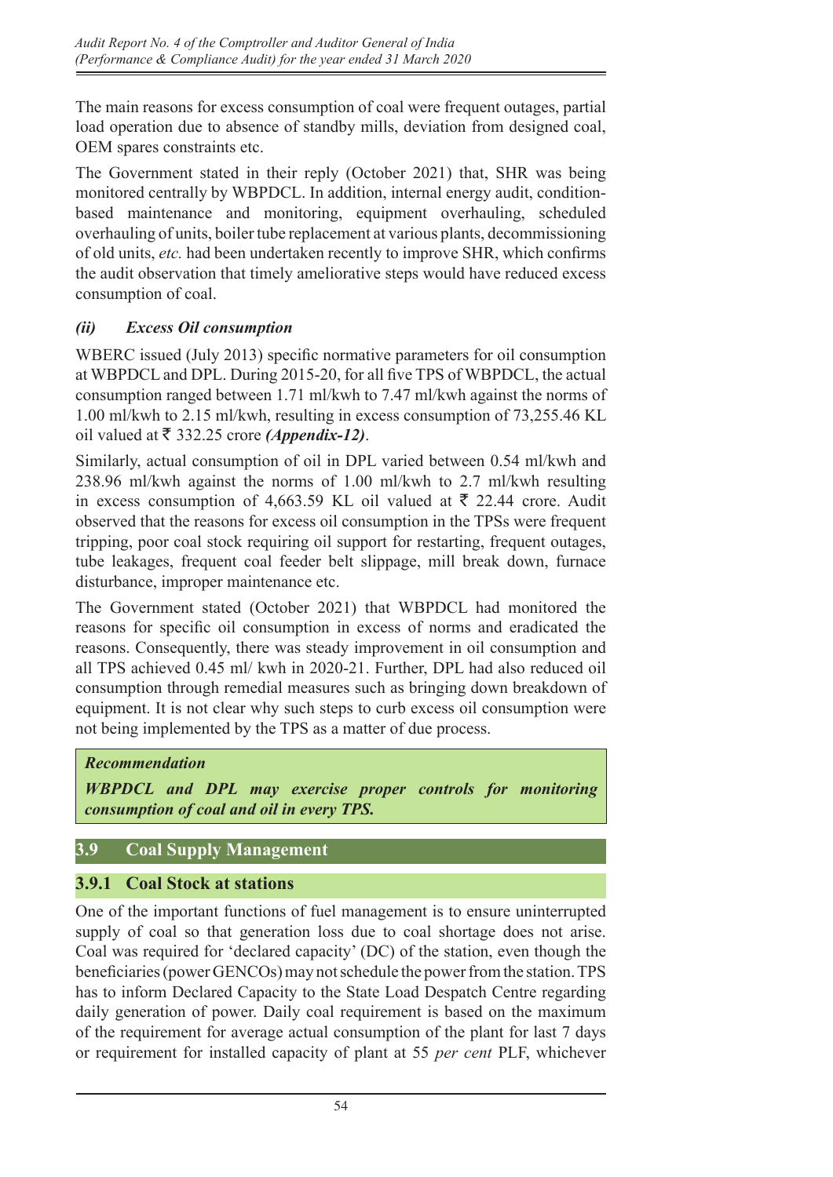The main reasons for excess consumption of coal were frequent outages, partial load operation due to absence of standby mills, deviation from designed coal, OEM spares constraints etc.

The Government stated in their reply (October 2021) that, SHR was being monitored centrally by WBPDCL. In addition, internal energy audit, condition-based maintenance and monitoring, equipment overhauling, scheduled overhauling of units, boiler tube replacement at various plants, decommissioning of old units, *etc.* had been undertaken recently to improve SHR, which confirms the audit observation that timely ameliorative steps would have reduced excess consumption of coal.

***(ii) Excess Oil consumption***

WBERC issued (July 2013) specific normative parameters for oil consumption at WBPDCL and DPL. During 2015-20, for all five TPS of WBPDCL, the actual consumption ranged between 1.71 ml/kwh to 7.47 ml/kwh against the norms of 1.00 ml/kwh to 2.15 ml/kwh, resulting in excess consumption of 73,255.46 KL oil valued at ₹ 332.25 crore ***(Appendix-12)***.

Similarly, actual consumption of oil in DPL varied between 0.54 ml/kwh and 238.96 ml/kwh against the norms of 1.00 ml/kwh to 2.7 ml/kwh resulting in excess consumption of 4,663.59 KL oil valued at ₹ 22.44 crore. Audit observed that the reasons for excess oil consumption in the TPSs were frequent tripping, poor coal stock requiring oil support for restarting, frequent outages, tube leakages, frequent coal feeder belt slippage, mill break down, furnace disturbance, improper maintenance etc.

The Government stated (October 2021) that WBPDCL had monitored the reasons for specific oil consumption in excess of norms and eradicated the reasons. Consequently, there was steady improvement in oil consumption and all TPS achieved 0.45 ml/ kwh in 2020-21. Further, DPL had also reduced oil consumption through remedial measures such as bringing down breakdown of equipment. It is not clear why such steps to curb excess oil consumption were not being implemented by the TPS as a matter of due process.

> ***Recommendation***
>
> ***WBPDCL and DPL may exercise proper controls for monitoring consumption of coal and oil in every TPS.***

## 3.9 Coal Supply Management

### 3.9.1 Coal Stock at stations

One of the important functions of fuel management is to ensure uninterrupted supply of coal so that generation loss due to coal shortage does not arise. Coal was required for 'declared capacity' (DC) of the station, even though the beneficiaries (power GENCOs) may not schedule the power from the station. TPS has to inform Declared Capacity to the State Load Despatch Centre regarding daily generation of power. Daily coal requirement is based on the maximum of the requirement for average actual consumption of the plant for last 7 days or requirement for installed capacity of plant at 55 *per cent* PLF, whichever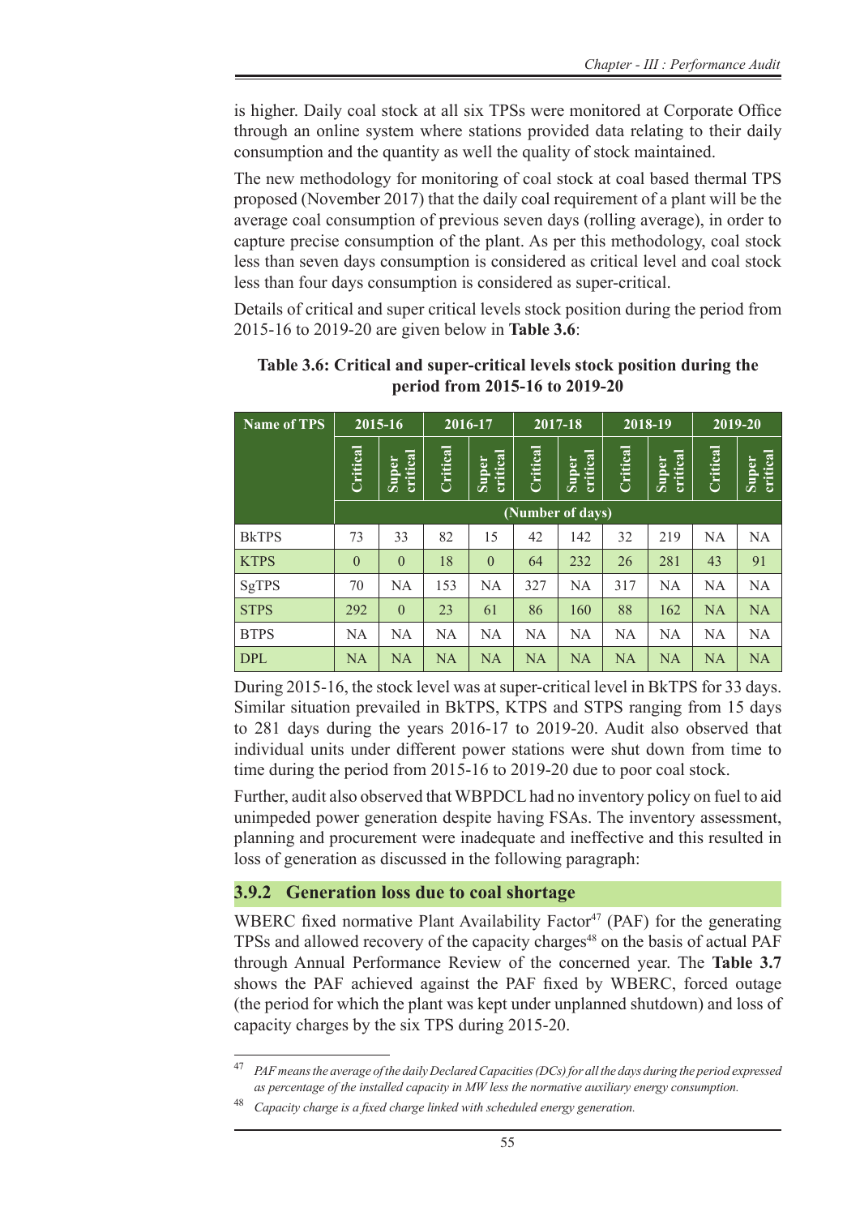is higher. Daily coal stock at all six TPSs were monitored at Corporate Office through an online system where stations provided data relating to their daily consumption and the quantity as well the quality of stock maintained.

The new methodology for monitoring of coal stock at coal based thermal TPS proposed (November 2017) that the daily coal requirement of a plant will be the average coal consumption of previous seven days (rolling average), in order to capture precise consumption of the plant. As per this methodology, coal stock less than seven days consumption is considered as critical level and coal stock less than four days consumption is considered as super-critical.

Details of critical and super critical levels stock position during the period from 2015-16 to 2019-20 are given below in **Table 3.6**:

**Table 3.6: Critical and super-critical levels stock position during the period from 2015-16 to 2019-20**

| Name of TPS | 2015-16 | | 2016-17 | | 2017-18 | | 2018-19 | | 2019-20 | |
|---|---|---|---|---|---|---|---|---|---|---|
| | Critical | Super critical | Critical | Super critical | Critical | Super critical | Critical | Super critical | Critical | Super critical |
| | (Number of days) | | | | | | | | | |
| BkTPS | 73 | 33 | 82 | 15 | 42 | 142 | 32 | 219 | NA | NA |
| KTPS | 0 | 0 | 18 | 0 | 64 | 232 | 26 | 281 | 43 | 91 |
| SgTPS | 70 | NA | 153 | NA | 327 | NA | 317 | NA | NA | NA |
| STPS | 292 | 0 | 23 | 61 | 86 | 160 | 88 | 162 | NA | NA |
| BTPS | NA | NA | NA | NA | NA | NA | NA | NA | NA | NA |
| DPL | NA | NA | NA | NA | NA | NA | NA | NA | NA | NA |

During 2015-16, the stock level was at super-critical level in BkTPS for 33 days. Similar situation prevailed in BkTPS, KTPS and STPS ranging from 15 days to 281 days during the years 2016-17 to 2019-20. Audit also observed that individual units under different power stations were shut down from time to time during the period from 2015-16 to 2019-20 due to poor coal stock.

Further, audit also observed that WBPDCL had no inventory policy on fuel to aid unimpeded power generation despite having FSAs. The inventory assessment, planning and procurement were inadequate and ineffective and this resulted in loss of generation as discussed in the following paragraph:

### 3.9.2 Generation loss due to coal shortage

WBERC fixed normative Plant Availability Factor[47] (PAF) for the generating TPSs and allowed recovery of the capacity charges[48] on the basis of actual PAF through Annual Performance Review of the concerned year. The **Table 3.7** shows the PAF achieved against the PAF fixed by WBERC, forced outage (the period for which the plant was kept under unplanned shutdown) and loss of capacity charges by the six TPS during 2015-20.

---

[47] *PAF means the average of the daily Declared Capacities (DCs) for all the days during the period expressed as percentage of the installed capacity in MW less the normative auxiliary energy consumption.*

[48] *Capacity charge is a fixed charge linked with scheduled energy generation.*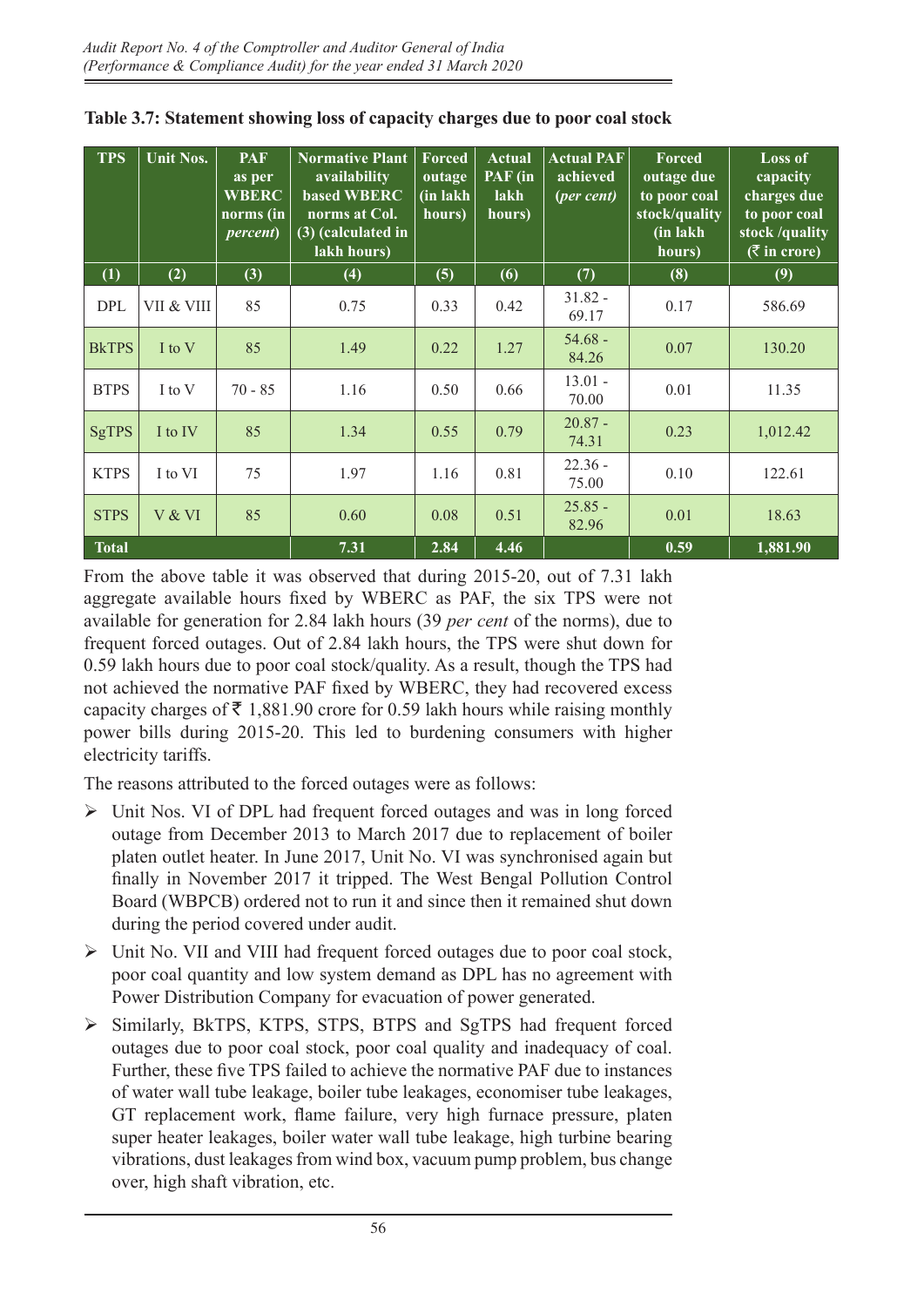**Table 3.7: Statement showing loss of capacity charges due to poor coal stock**

| TPS | Unit Nos. | PAF as per WBERC norms (in *percent*) | Normative Plant availability based WBERC norms at Col. (3) (calculated in lakh hours) | Forced outage (in lakh hours) | Actual PAF (in lakh hours) | Actual PAF achieved (*per cent*) | Forced outage due to poor coal stock/quality (in lakh hours) | Loss of capacity charges due to poor coal stock /quality (₹ in crore) |
|---|---|---|---|---|---|---|---|---|
| (1) | (2) | (3) | (4) | (5) | (6) | (7) | (8) | (9) |
| DPL | VII & VIII | 85 | 0.75 | 0.33 | 0.42 | 31.82 - 69.17 | 0.17 | 586.69 |
| BkTPS | I to V | 85 | 1.49 | 0.22 | 1.27 | 54.68 - 84.26 | 0.07 | 130.20 |
| BTPS | I to V | 70 - 85 | 1.16 | 0.50 | 0.66 | 13.01 - 70.00 | 0.01 | 11.35 |
| SgTPS | I to IV | 85 | 1.34 | 0.55 | 0.79 | 20.87 - 74.31 | 0.23 | 1,012.42 |
| KTPS | I to VI | 75 | 1.97 | 1.16 | 0.81 | 22.36 - 75.00 | 0.10 | 122.61 |
| STPS | V & VI | 85 | 0.60 | 0.08 | 0.51 | 25.85 - 82.96 | 0.01 | 18.63 |
| **Total** | | | **7.31** | **2.84** | **4.46** | | **0.59** | **1,881.90** |

From the above table it was observed that during 2015-20, out of 7.31 lakh aggregate available hours fixed by WBERC as PAF, the six TPS were not available for generation for 2.84 lakh hours (39 *per cent* of the norms), due to frequent forced outages. Out of 2.84 lakh hours, the TPS were shut down for 0.59 lakh hours due to poor coal stock/quality. As a result, though the TPS had not achieved the normative PAF fixed by WBERC, they had recovered excess capacity charges of ₹ 1,881.90 crore for 0.59 lakh hours while raising monthly power bills during 2015-20. This led to burdening consumers with higher electricity tariffs.

The reasons attributed to the forced outages were as follows:

- Unit Nos. VI of DPL had frequent forced outages and was in long forced outage from December 2013 to March 2017 due to replacement of boiler platen outlet heater. In June 2017, Unit No. VI was synchronised again but finally in November 2017 it tripped. The West Bengal Pollution Control Board (WBPCB) ordered not to run it and since then it remained shut down during the period covered under audit.
- Unit No. VII and VIII had frequent forced outages due to poor coal stock, poor coal quantity and low system demand as DPL has no agreement with Power Distribution Company for evacuation of power generated.
- Similarly, BkTPS, KTPS, STPS, BTPS and SgTPS had frequent forced outages due to poor coal stock, poor coal quality and inadequacy of coal. Further, these five TPS failed to achieve the normative PAF due to instances of water wall tube leakage, boiler tube leakages, economiser tube leakages, GT replacement work, flame failure, very high furnace pressure, platen super heater leakages, boiler water wall tube leakage, high turbine bearing vibrations, dust leakages from wind box, vacuum pump problem, bus change over, high shaft vibration, etc.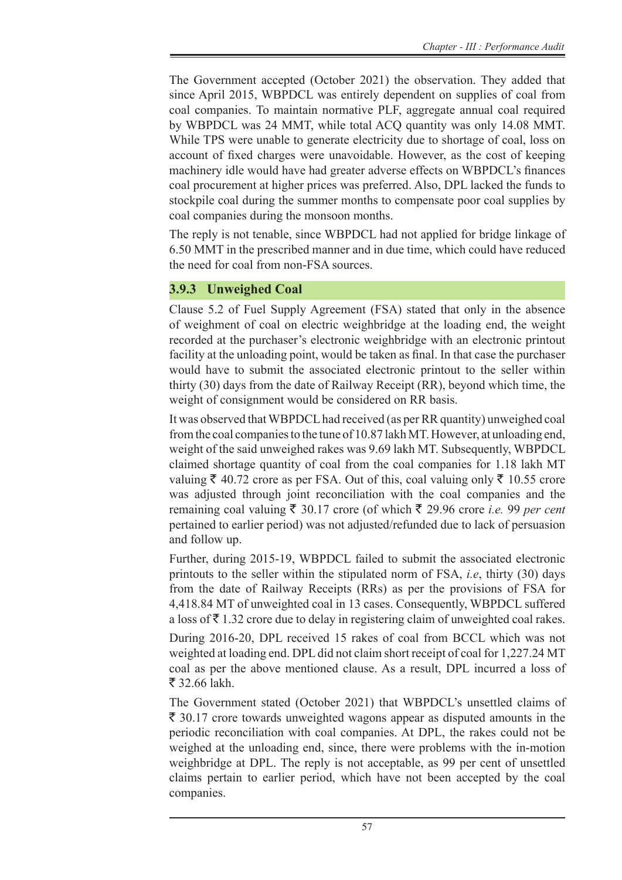The Government accepted (October 2021) the observation. They added that since April 2015, WBPDCL was entirely dependent on supplies of coal from coal companies. To maintain normative PLF, aggregate annual coal required by WBPDCL was 24 MMT, while total ACQ quantity was only 14.08 MMT. While TPS were unable to generate electricity due to shortage of coal, loss on account of fixed charges were unavoidable. However, as the cost of keeping machinery idle would have had greater adverse effects on WBPDCL's finances coal procurement at higher prices was preferred. Also, DPL lacked the funds to stockpile coal during the summer months to compensate poor coal supplies by coal companies during the monsoon months.

The reply is not tenable, since WBPDCL had not applied for bridge linkage of 6.50 MMT in the prescribed manner and in due time, which could have reduced the need for coal from non-FSA sources.

### 3.9.3 Unweighed Coal

Clause 5.2 of Fuel Supply Agreement (FSA) stated that only in the absence of weighment of coal on electric weighbridge at the loading end, the weight recorded at the purchaser's electronic weighbridge with an electronic printout facility at the unloading point, would be taken as final. In that case the purchaser would have to submit the associated electronic printout to the seller within thirty (30) days from the date of Railway Receipt (RR), beyond which time, the weight of consignment would be considered on RR basis.

It was observed that WBPDCL had received (as per RR quantity) unweighed coal from the coal companies to the tune of 10.87 lakh MT. However, at unloading end, weight of the said unweighed rakes was 9.69 lakh MT. Subsequently, WBPDCL claimed shortage quantity of coal from the coal companies for 1.18 lakh MT valuing ₹ 40.72 crore as per FSA. Out of this, coal valuing only ₹ 10.55 crore was adjusted through joint reconciliation with the coal companies and the remaining coal valuing ₹ 30.17 crore (of which ₹ 29.96 crore *i.e.* 99 *per cent* pertained to earlier period) was not adjusted/refunded due to lack of persuasion and follow up.

Further, during 2015-19, WBPDCL failed to submit the associated electronic printouts to the seller within the stipulated norm of FSA, *i.e*, thirty (30) days from the date of Railway Receipts (RRs) as per the provisions of FSA for 4,418.84 MT of unweighted coal in 13 cases. Consequently, WBPDCL suffered a loss of ₹ 1.32 crore due to delay in registering claim of unweighted coal rakes.

During 2016-20, DPL received 15 rakes of coal from BCCL which was not weighted at loading end. DPL did not claim short receipt of coal for 1,227.24 MT coal as per the above mentioned clause. As a result, DPL incurred a loss of ₹ 32.66 lakh.

The Government stated (October 2021) that WBPDCL's unsettled claims of ₹ 30.17 crore towards unweighted wagons appear as disputed amounts in the periodic reconciliation with coal companies. At DPL, the rakes could not be weighed at the unloading end, since, there were problems with the in-motion weighbridge at DPL. The reply is not acceptable, as 99 per cent of unsettled claims pertain to earlier period, which have not been accepted by the coal companies.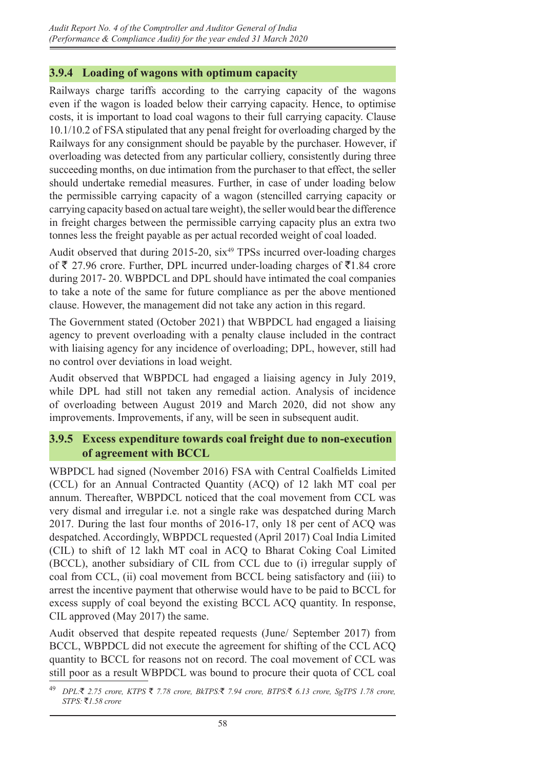### 3.9.4 Loading of wagons with optimum capacity

Railways charge tariffs according to the carrying capacity of the wagons even if the wagon is loaded below their carrying capacity. Hence, to optimise costs, it is important to load coal wagons to their full carrying capacity. Clause 10.1/10.2 of FSA stipulated that any penal freight for overloading charged by the Railways for any consignment should be payable by the purchaser. However, if overloading was detected from any particular colliery, consistently during three succeeding months, on due intimation from the purchaser to that effect, the seller should undertake remedial measures. Further, in case of under loading below the permissible carrying capacity of a wagon (stencilled carrying capacity or carrying capacity based on actual tare weight), the seller would bear the difference in freight charges between the permissible carrying capacity plus an extra two tonnes less the freight payable as per actual recorded weight of coal loaded.

Audit observed that during 2015-20, six[49] TPSs incurred over-loading charges of ₹ 27.96 crore. Further, DPL incurred under-loading charges of ₹1.84 crore during 2017- 20. WBPDCL and DPL should have intimated the coal companies to take a note of the same for future compliance as per the above mentioned clause. However, the management did not take any action in this regard.

The Government stated (October 2021) that WBPDCL had engaged a liaising agency to prevent overloading with a penalty clause included in the contract with liaising agency for any incidence of overloading; DPL, however, still had no control over deviations in load weight.

Audit observed that WBPDCL had engaged a liaising agency in July 2019, while DPL had still not taken any remedial action. Analysis of incidence of overloading between August 2019 and March 2020, did not show any improvements. Improvements, if any, will be seen in subsequent audit.

### 3.9.5 Excess expenditure towards coal freight due to non-execution of agreement with BCCL

WBPDCL had signed (November 2016) FSA with Central Coalfields Limited (CCL) for an Annual Contracted Quantity (ACQ) of 12 lakh MT coal per annum. Thereafter, WBPDCL noticed that the coal movement from CCL was very dismal and irregular i.e. not a single rake was despatched during March 2017. During the last four months of 2016-17, only 18 per cent of ACQ was despatched. Accordingly, WBPDCL requested (April 2017) Coal India Limited (CIL) to shift of 12 lakh MT coal in ACQ to Bharat Coking Coal Limited (BCCL), another subsidiary of CIL from CCL due to (i) irregular supply of coal from CCL, (ii) coal movement from BCCL being satisfactory and (iii) to arrest the incentive payment that otherwise would have to be paid to BCCL for excess supply of coal beyond the existing BCCL ACQ quantity. In response, CIL approved (May 2017) the same.

Audit observed that despite repeated requests (June/ September 2017) from BCCL, WBPDCL did not execute the agreement for shifting of the CCL ACQ quantity to BCCL for reasons not on record. The coal movement of CCL was still poor as a result WBPDCL was bound to procure their quota of CCL coal

---

[49] *DPL:₹ 2.75 crore, KTPS ₹ 7.78 crore, BkTPS:₹ 7.94 crore, BTPS:₹ 6.13 crore, SgTPS 1.78 crore, STPS: ₹1.58 crore*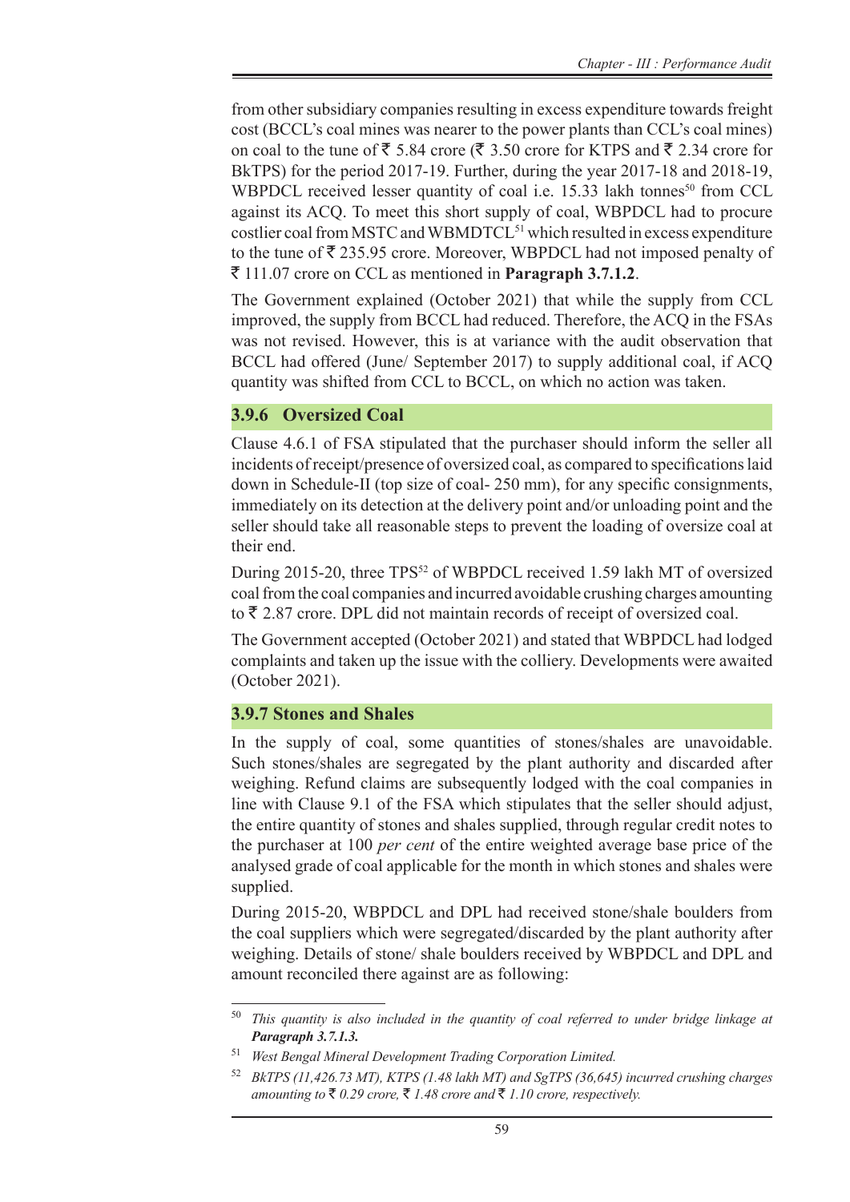from other subsidiary companies resulting in excess expenditure towards freight cost (BCCL's coal mines was nearer to the power plants than CCL's coal mines) on coal to the tune of ₹ 5.84 crore (₹ 3.50 crore for KTPS and ₹ 2.34 crore for BkTPS) for the period 2017-19. Further, during the year 2017-18 and 2018-19, WBPDCL received lesser quantity of coal i.e. 15.33 lakh tonnes[50] from CCL against its ACQ. To meet this short supply of coal, WBPDCL had to procure costlier coal from MSTC and WBMDTCL[51] which resulted in excess expenditure to the tune of ₹ 235.95 crore. Moreover, WBPDCL had not imposed penalty of ₹ 111.07 crore on CCL as mentioned in **Paragraph 3.7.1.2**.

The Government explained (October 2021) that while the supply from CCL improved, the supply from BCCL had reduced. Therefore, the ACQ in the FSAs was not revised. However, this is at variance with the audit observation that BCCL had offered (June/ September 2017) to supply additional coal, if ACQ quantity was shifted from CCL to BCCL, on which no action was taken.

### 3.9.6 Oversized Coal

Clause 4.6.1 of FSA stipulated that the purchaser should inform the seller all incidents of receipt/presence of oversized coal, as compared to specifications laid down in Schedule-II (top size of coal- 250 mm), for any specific consignments, immediately on its detection at the delivery point and/or unloading point and the seller should take all reasonable steps to prevent the loading of oversize coal at their end.

During 2015-20, three TPS[52] of WBPDCL received 1.59 lakh MT of oversized coal from the coal companies and incurred avoidable crushing charges amounting to ₹ 2.87 crore. DPL did not maintain records of receipt of oversized coal.

The Government accepted (October 2021) and stated that WBPDCL had lodged complaints and taken up the issue with the colliery. Developments were awaited (October 2021).

### 3.9.7 Stones and Shales

In the supply of coal, some quantities of stones/shales are unavoidable. Such stones/shales are segregated by the plant authority and discarded after weighing. Refund claims are subsequently lodged with the coal companies in line with Clause 9.1 of the FSA which stipulates that the seller should adjust, the entire quantity of stones and shales supplied, through regular credit notes to the purchaser at 100 *per cent* of the entire weighted average base price of the analysed grade of coal applicable for the month in which stones and shales were supplied.

During 2015-20, WBPDCL and DPL had received stone/shale boulders from the coal suppliers which were segregated/discarded by the plant authority after weighing. Details of stone/ shale boulders received by WBPDCL and DPL and amount reconciled there against are as following:

---

[50] *This quantity is also included in the quantity of coal referred to under bridge linkage at* ***Paragraph 3.7.1.3.***

[51] *West Bengal Mineral Development Trading Corporation Limited.*

[52] *BkTPS (11,426.73 MT), KTPS (1.48 lakh MT) and SgTPS (36,645) incurred crushing charges amounting to ₹ 0.29 crore, ₹ 1.48 crore and ₹ 1.10 crore, respectively.*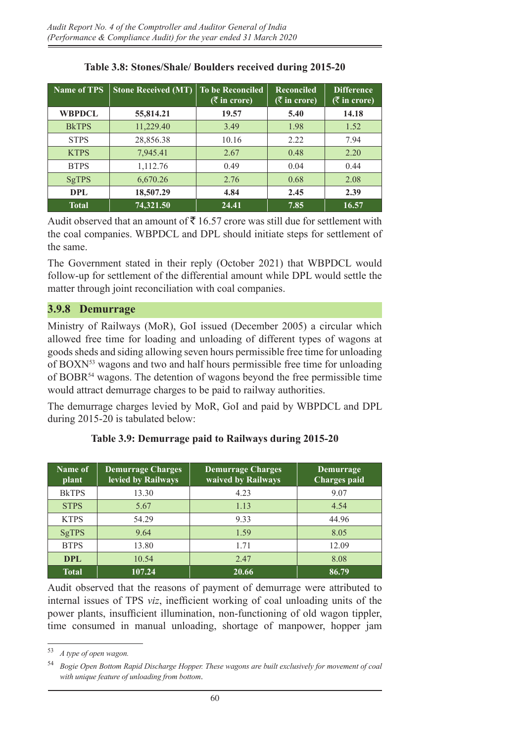**Table 3.8: Stones/Shale/ Boulders received during 2015-20**

| Name of TPS | Stone Received (MT) | To be Reconciled (₹ in crore) | Reconciled (₹ in crore) | Difference (₹ in crore) |
|---|---|---|---|---|
| **WBPDCL** | **55,814.21** | **19.57** | **5.40** | **14.18** |
| BkTPS | 11,229.40 | 3.49 | 1.98 | 1.52 |
| STPS | 28,856.38 | 10.16 | 2.22 | 7.94 |
| KTPS | 7,945.41 | 2.67 | 0.48 | 2.20 |
| BTPS | 1,112.76 | 0.49 | 0.04 | 0.44 |
| SgTPS | 6,670.26 | 2.76 | 0.68 | 2.08 |
| **DPL** | **18,507.29** | **4.84** | **2.45** | **2.39** |
| **Total** | **74,321.50** | **24.41** | **7.85** | **16.57** |

Audit observed that an amount of ₹ 16.57 crore was still due for settlement with the coal companies. WBPDCL and DPL should initiate steps for settlement of the same.

The Government stated in their reply (October 2021) that WBPDCL would follow-up for settlement of the differential amount while DPL would settle the matter through joint reconciliation with coal companies.

### 3.9.8 Demurrage

Ministry of Railways (MoR), GoI issued (December 2005) a circular which allowed free time for loading and unloading of different types of wagons at goods sheds and siding allowing seven hours permissible free time for unloading of BOXN[53] wagons and two and half hours permissible free time for unloading of BOBR[54] wagons. The detention of wagons beyond the free permissible time would attract demurrage charges to be paid to railway authorities.

The demurrage charges levied by MoR, GoI and paid by WBPDCL and DPL during 2015-20 is tabulated below:

**Table 3.9: Demurrage paid to Railways during 2015-20**

| Name of plant | Demurrage Charges levied by Railways | Demurrage Charges waived by Railways | Demurrage Charges paid |
|---|---|---|---|
| BkTPS | 13.30 | 4.23 | 9.07 |
| STPS | 5.67 | 1.13 | 4.54 |
| KTPS | 54.29 | 9.33 | 44.96 |
| SgTPS | 9.64 | 1.59 | 8.05 |
| BTPS | 13.80 | 1.71 | 12.09 |
| **DPL** | 10.54 | 2.47 | 8.08 |
| **Total** | **107.24** | **20.66** | **86.79** |

Audit observed that the reasons of payment of demurrage were attributed to internal issues of TPS *viz*, inefficient working of coal unloading units of the power plants, insufficient illumination, non-functioning of old wagon tippler, time consumed in manual unloading, shortage of manpower, hopper jam

---

[53] *A type of open wagon.*

[54] *Bogie Open Bottom Rapid Discharge Hopper. These wagons are built exclusively for movement of coal with unique feature of unloading from bottom.*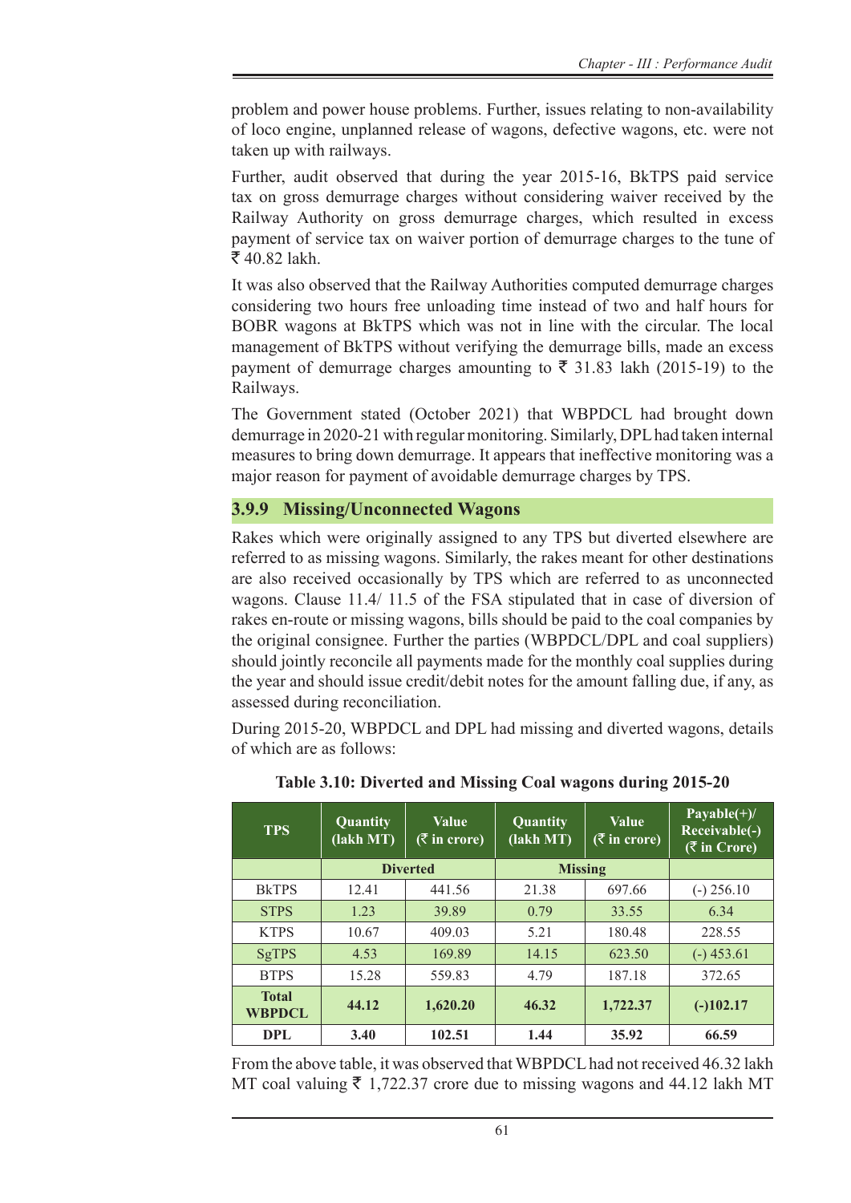problem and power house problems. Further, issues relating to non-availability of loco engine, unplanned release of wagons, defective wagons, etc. were not taken up with railways.

Further, audit observed that during the year 2015-16, BkTPS paid service tax on gross demurrage charges without considering waiver received by the Railway Authority on gross demurrage charges, which resulted in excess payment of service tax on waiver portion of demurrage charges to the tune of ₹ 40.82 lakh.

It was also observed that the Railway Authorities computed demurrage charges considering two hours free unloading time instead of two and half hours for BOBR wagons at BkTPS which was not in line with the circular. The local management of BkTPS without verifying the demurrage bills, made an excess payment of demurrage charges amounting to ₹ 31.83 lakh (2015-19) to the Railways.

The Government stated (October 2021) that WBPDCL had brought down demurrage in 2020-21 with regular monitoring. Similarly, DPL had taken internal measures to bring down demurrage. It appears that ineffective monitoring was a major reason for payment of avoidable demurrage charges by TPS.

### 3.9.9 Missing/Unconnected Wagons

Rakes which were originally assigned to any TPS but diverted elsewhere are referred to as missing wagons. Similarly, the rakes meant for other destinations are also received occasionally by TPS which are referred to as unconnected wagons. Clause 11.4/ 11.5 of the FSA stipulated that in case of diversion of rakes en-route or missing wagons, bills should be paid to the coal companies by the original consignee. Further the parties (WBPDCL/DPL and coal suppliers) should jointly reconcile all payments made for the monthly coal supplies during the year and should issue credit/debit notes for the amount falling due, if any, as assessed during reconciliation.

During 2015-20, WBPDCL and DPL had missing and diverted wagons, details of which are as follows:

**Table 3.10: Diverted and Missing Coal wagons during 2015-20**

| TPS | Quantity (lakh MT) | Value (₹ in crore) | Quantity (lakh MT) | Value (₹ in crore) | Payable(+)/ Receivable(-) (₹ in Crore) |
|---|---|---|---|---|---|
| | Diverted | | Missing | | |
| BkTPS | 12.41 | 441.56 | 21.38 | 697.66 | (-) 256.10 |
| STPS | 1.23 | 39.89 | 0.79 | 33.55 | 6.34 |
| KTPS | 10.67 | 409.03 | 5.21 | 180.48 | 228.55 |
| SgTPS | 4.53 | 169.89 | 14.15 | 623.50 | (-) 453.61 |
| BTPS | 15.28 | 559.83 | 4.79 | 187.18 | 372.65 |
| **Total WBPDCL** | **44.12** | **1,620.20** | **46.32** | **1,722.37** | **(-)102.17** |
| **DPL** | **3.40** | **102.51** | **1.44** | **35.92** | **66.59** |

From the above table, it was observed that WBPDCL had not received 46.32 lakh MT coal valuing ₹ 1,722.37 crore due to missing wagons and 44.12 lakh MT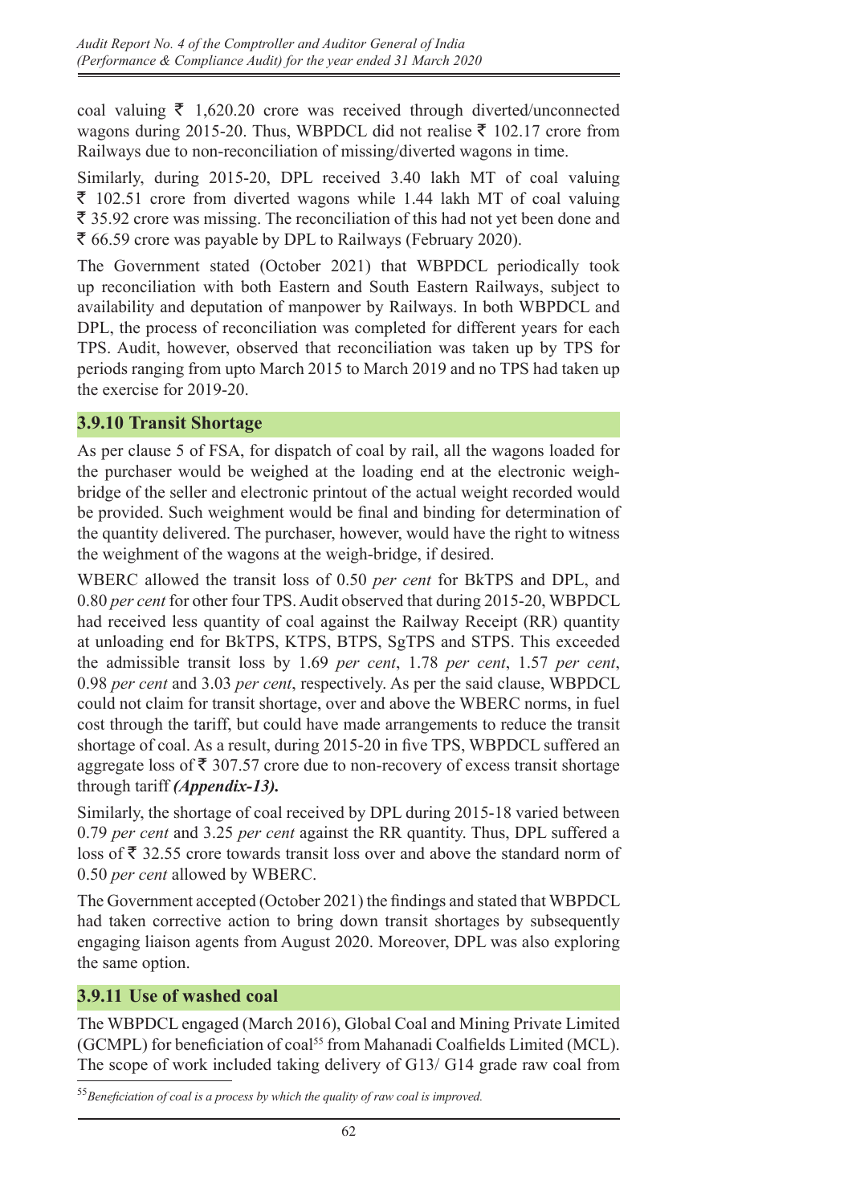coal valuing ₹ 1,620.20 crore was received through diverted/unconnected wagons during 2015-20. Thus, WBPDCL did not realise ₹ 102.17 crore from Railways due to non-reconciliation of missing/diverted wagons in time.

Similarly, during 2015-20, DPL received 3.40 lakh MT of coal valuing ₹ 102.51 crore from diverted wagons while 1.44 lakh MT of coal valuing ₹ 35.92 crore was missing. The reconciliation of this had not yet been done and ₹ 66.59 crore was payable by DPL to Railways (February 2020).

The Government stated (October 2021) that WBPDCL periodically took up reconciliation with both Eastern and South Eastern Railways, subject to availability and deputation of manpower by Railways. In both WBPDCL and DPL, the process of reconciliation was completed for different years for each TPS. Audit, however, observed that reconciliation was taken up by TPS for periods ranging from upto March 2015 to March 2019 and no TPS had taken up the exercise for 2019-20.

### 3.9.10 Transit Shortage

As per clause 5 of FSA, for dispatch of coal by rail, all the wagons loaded for the purchaser would be weighed at the loading end at the electronic weigh-bridge of the seller and electronic printout of the actual weight recorded would be provided. Such weighment would be final and binding for determination of the quantity delivered. The purchaser, however, would have the right to witness the weighment of the wagons at the weigh-bridge, if desired.

WBERC allowed the transit loss of 0.50 *per cent* for BkTPS and DPL, and 0.80 *per cent* for other four TPS. Audit observed that during 2015-20, WBPDCL had received less quantity of coal against the Railway Receipt (RR) quantity at unloading end for BkTPS, KTPS, BTPS, SgTPS and STPS. This exceeded the admissible transit loss by 1.69 *per cent*, 1.78 *per cent*, 1.57 *per cent*, 0.98 *per cent* and 3.03 *per cent*, respectively. As per the said clause, WBPDCL could not claim for transit shortage, over and above the WBERC norms, in fuel cost through the tariff, but could have made arrangements to reduce the transit shortage of coal. As a result, during 2015-20 in five TPS, WBPDCL suffered an aggregate loss of ₹ 307.57 crore due to non-recovery of excess transit shortage through tariff ***(Appendix-13).***

Similarly, the shortage of coal received by DPL during 2015-18 varied between 0.79 *per cent* and 3.25 *per cent* against the RR quantity. Thus, DPL suffered a loss of ₹ 32.55 crore towards transit loss over and above the standard norm of 0.50 *per cent* allowed by WBERC.

The Government accepted (October 2021) the findings and stated that WBPDCL had taken corrective action to bring down transit shortages by subsequently engaging liaison agents from August 2020. Moreover, DPL was also exploring the same option.

### 3.9.11 Use of washed coal

The WBPDCL engaged (March 2016), Global Coal and Mining Private Limited (GCMPL) for beneficiation of coal[55] from Mahanadi Coalfields Limited (MCL). The scope of work included taking delivery of G13/ G14 grade raw coal from

[55] *Beneficiation of coal is a process by which the quality of raw coal is improved.*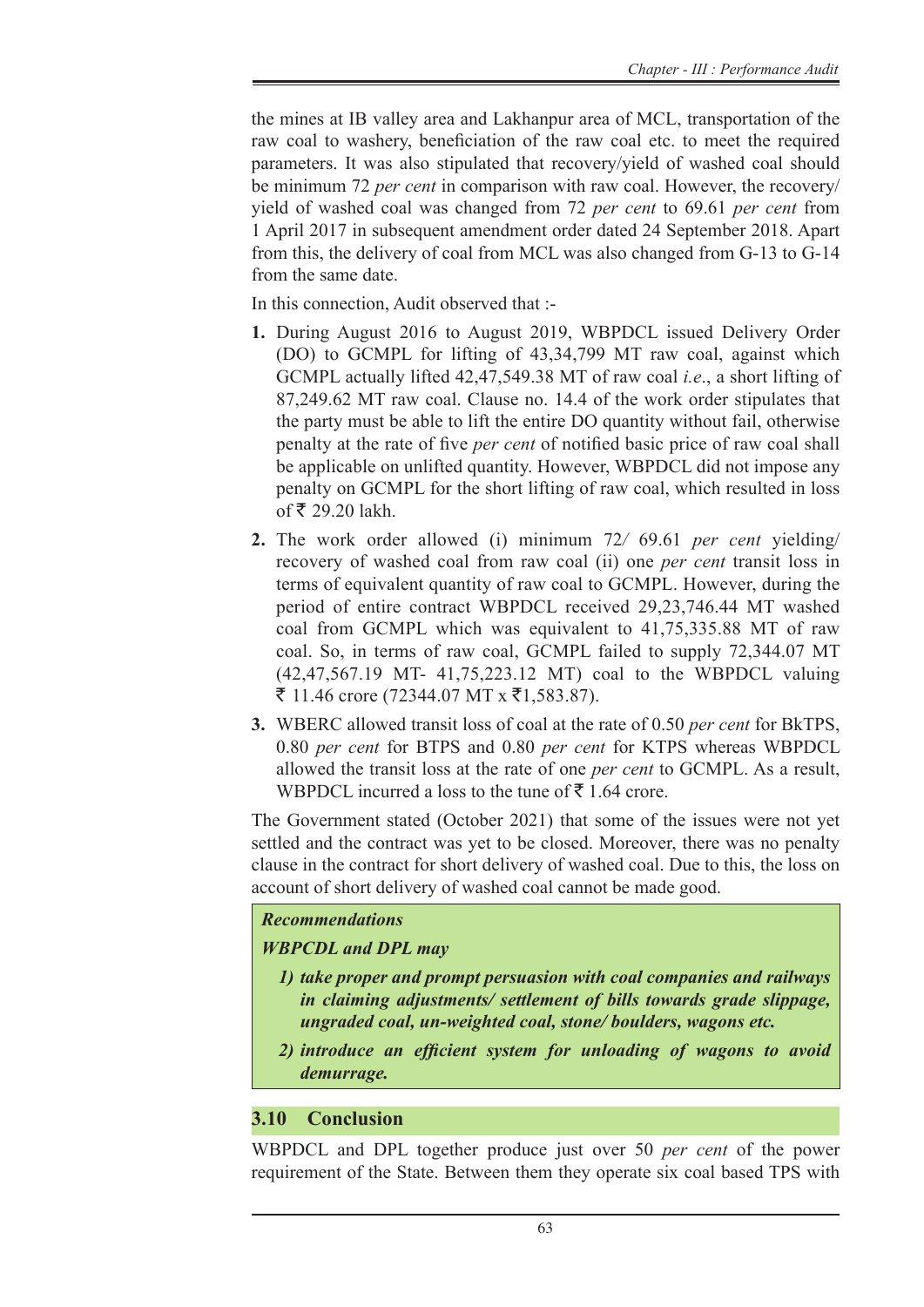the mines at IB valley area and Lakhanpur area of MCL, transportation of the raw coal to washery, beneficiation of the raw coal etc. to meet the required parameters. It was also stipulated that recovery/yield of washed coal should be minimum 72 *per cent* in comparison with raw coal. However, the recovery/yield of washed coal was changed from 72 *per cent* to 69.61 *per cent* from 1 April 2017 in subsequent amendment order dated 24 September 2018. Apart from this, the delivery of coal from MCL was also changed from G-13 to G-14 from the same date.

In this connection, Audit observed that :-

1. During August 2016 to August 2019, WBPDCL issued Delivery Order (DO) to GCMPL for lifting of 43,34,799 MT raw coal, against which GCMPL actually lifted 42,47,549.38 MT of raw coal *i.e*., a short lifting of 87,249.62 MT raw coal. Clause no. 14.4 of the work order stipulates that the party must be able to lift the entire DO quantity without fail, otherwise penalty at the rate of five *per cent* of notified basic price of raw coal shall be applicable on unlifted quantity. However, WBPDCL did not impose any penalty on GCMPL for the short lifting of raw coal, which resulted in loss of ₹ 29.20 lakh.
2. The work order allowed (i) minimum 72/ 69.61 *per cent* yielding/recovery of washed coal from raw coal (ii) one *per cent* transit loss in terms of equivalent quantity of raw coal to GCMPL. However, during the period of entire contract WBPDCL received 29,23,746.44 MT washed coal from GCMPL which was equivalent to 41,75,335.88 MT of raw coal. So, in terms of raw coal, GCMPL failed to supply 72,344.07 MT (42,47,567.19 MT- 41,75,223.12 MT) coal to the WBPDCL valuing ₹ 11.46 crore (72344.07 MT x ₹1,583.87).
3. WBERC allowed transit loss of coal at the rate of 0.50 *per cent* for BkTPS, 0.80 *per cent* for BTPS and 0.80 *per cent* for KTPS whereas WBPDCL allowed the transit loss at the rate of one *per cent* to GCMPL. As a result, WBPDCL incurred a loss to the tune of ₹ 1.64 crore.

The Government stated (October 2021) that some of the issues were not yet settled and the contract was yet to be closed. Moreover, there was no penalty clause in the contract for short delivery of washed coal. Due to this, the loss on account of short delivery of washed coal cannot be made good.

***Recommendations***

***WBPCDL and DPL may***

1) ***take proper and prompt persuasion with coal companies and railways in claiming adjustments/ settlement of bills towards grade slippage, ungraded coal, un-weighted coal, stone/ boulders, wagons etc.***
2) ***introduce an efficient system for unloading of wagons to avoid demurrage.***

## 3.10 Conclusion

WBPDCL and DPL together produce just over 50 *per cent* of the power requirement of the State. Between them they operate six coal based TPS with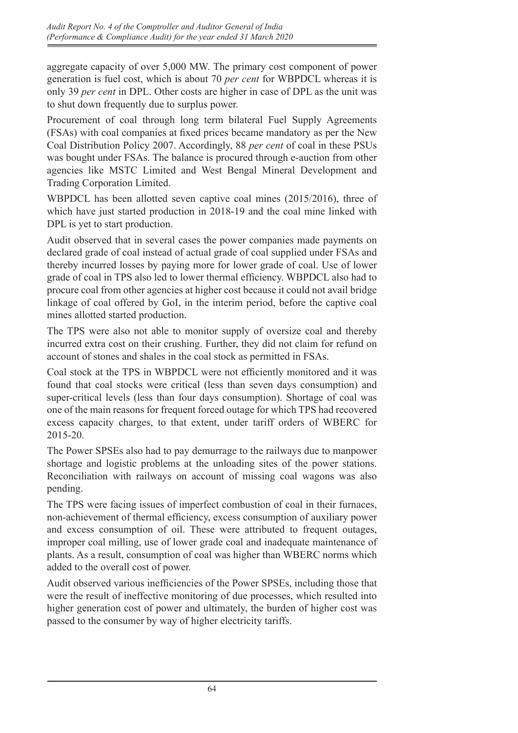aggregate capacity of over 5,000 MW. The primary cost component of power generation is fuel cost, which is about 70 *per cent* for WBPDCL whereas it is only 39 *per cent* in DPL. Other costs are higher in case of DPL as the unit was to shut down frequently due to surplus power.

Procurement of coal through long term bilateral Fuel Supply Agreements (FSAs) with coal companies at fixed prices became mandatory as per the New Coal Distribution Policy 2007. Accordingly, 88 *per cent* of coal in these PSUs was bought under FSAs. The balance is procured through e-auction from other agencies like MSTC Limited and West Bengal Mineral Development and Trading Corporation Limited.

WBPDCL has been allotted seven captive coal mines (2015/2016), three of which have just started production in 2018-19 and the coal mine linked with DPL is yet to start production.

Audit observed that in several cases the power companies made payments on declared grade of coal instead of actual grade of coal supplied under FSAs and thereby incurred losses by paying more for lower grade of coal. Use of lower grade of coal in TPS also led to lower thermal efficiency. WBPDCL also had to procure coal from other agencies at higher cost because it could not avail bridge linkage of coal offered by GoI, in the interim period, before the captive coal mines allotted started production.

The TPS were also not able to monitor supply of oversize coal and thereby incurred extra cost on their crushing. Further, they did not claim for refund on account of stones and shales in the coal stock as permitted in FSAs.

Coal stock at the TPS in WBPDCL were not efficiently monitored and it was found that coal stocks were critical (less than seven days consumption) and super-critical levels (less than four days consumption). Shortage of coal was one of the main reasons for frequent forced outage for which TPS had recovered excess capacity charges, to that extent, under tariff orders of WBERC for 2015-20.

The Power SPSEs also had to pay demurrage to the railways due to manpower shortage and logistic problems at the unloading sites of the power stations. Reconciliation with railways on account of missing coal wagons was also pending.

The TPS were facing issues of imperfect combustion of coal in their furnaces, non-achievement of thermal efficiency, excess consumption of auxiliary power and excess consumption of oil. These were attributed to frequent outages, improper coal milling, use of lower grade coal and inadequate maintenance of plants. As a result, consumption of coal was higher than WBERC norms which added to the overall cost of power.

Audit observed various inefficiencies of the Power SPSEs, including those that were the result of ineffective monitoring of due processes, which resulted into higher generation cost of power and ultimately, the burden of higher cost was passed to the consumer by way of higher electricity tariffs.